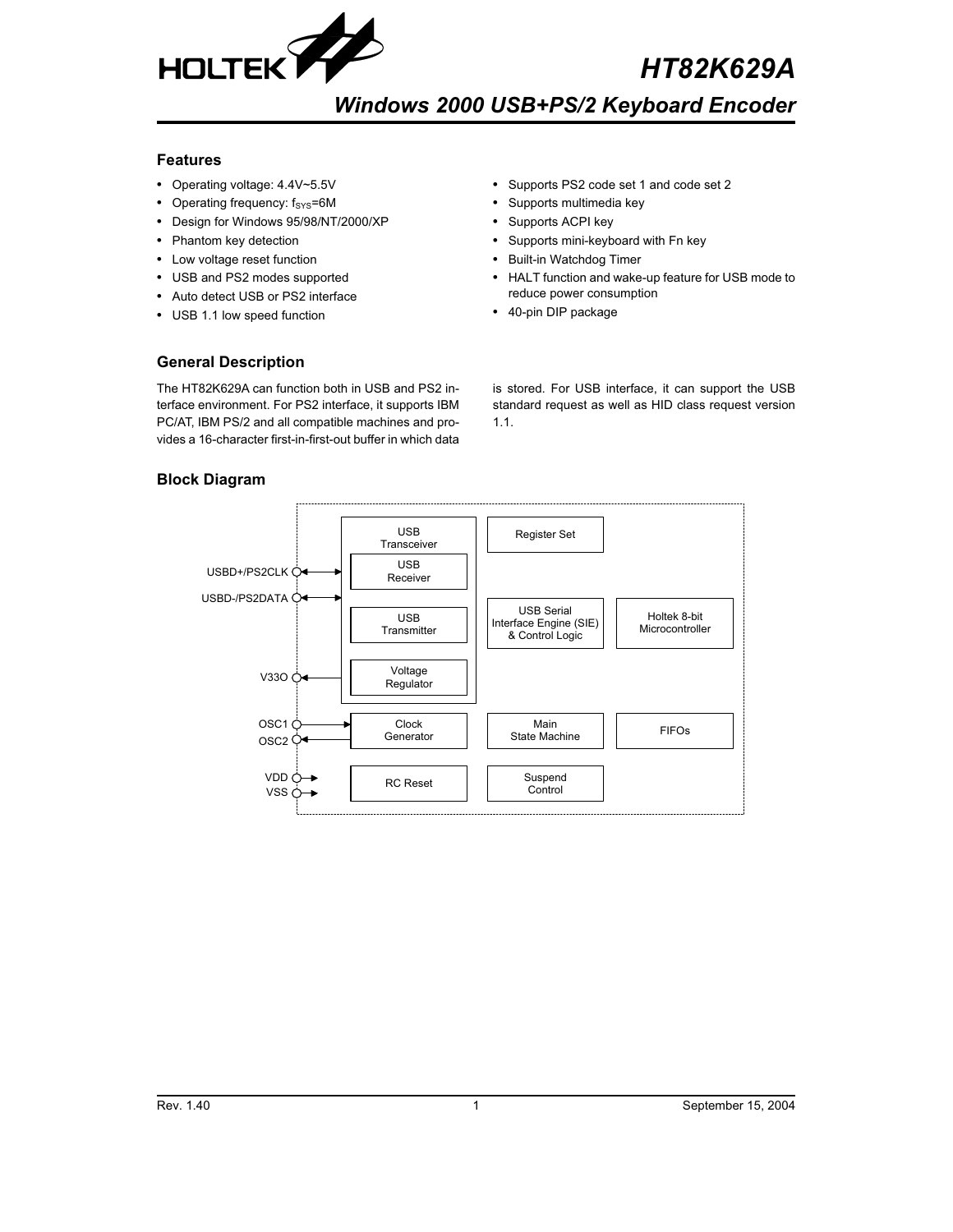# HT82K629A

## Windows 2000 USB+PS/2 Keyboard Encoder

### Features

- Operating voltage: 4.4V~5.5V
- Operating frequency: $f_{SYS}$=6M
- Design for Windows 95/98/NT/2000/XP
- Phantom key detection
- Low voltage reset function
- USB and PS2 modes supported
- Auto detect USB or PS2 interface
- USB 1.1 low speed function
- Supports PS2 code set 1 and code set 2
- Supports multimedia key
- Supports ACPI key
- Supports mini-keyboard with Fn key
- Built-in Watchdog Timer
- HALT function and wake-up feature for USB mode to reduce power consumption
- 40-pin DIP package

### General Description

The HT82K629A can function both in USB and PS2 interface environment. For PS2 interface, it supports IBM PC/AT, IBM PS/2 and all compatible machines and provides a 16-character first-in-first-out buffer in which data is stored. For USB interface, it can support the USB standard request as well as HID class request version 1.1.

### Block Diagram

USBD+/PS2CLK, USBD-/PS2DATA, V33O, OSC1, OSC2, VDD, VSS

USB Transceiver: USB Receiver, USB Transmitter, Voltage Regulator

Register Set

USB Serial Interface Engine (SIE) & Control Logic

Holtek 8-bit Microcontroller

Clock Generator

Main State Machine

FIFOs

RC Reset

Suspend Control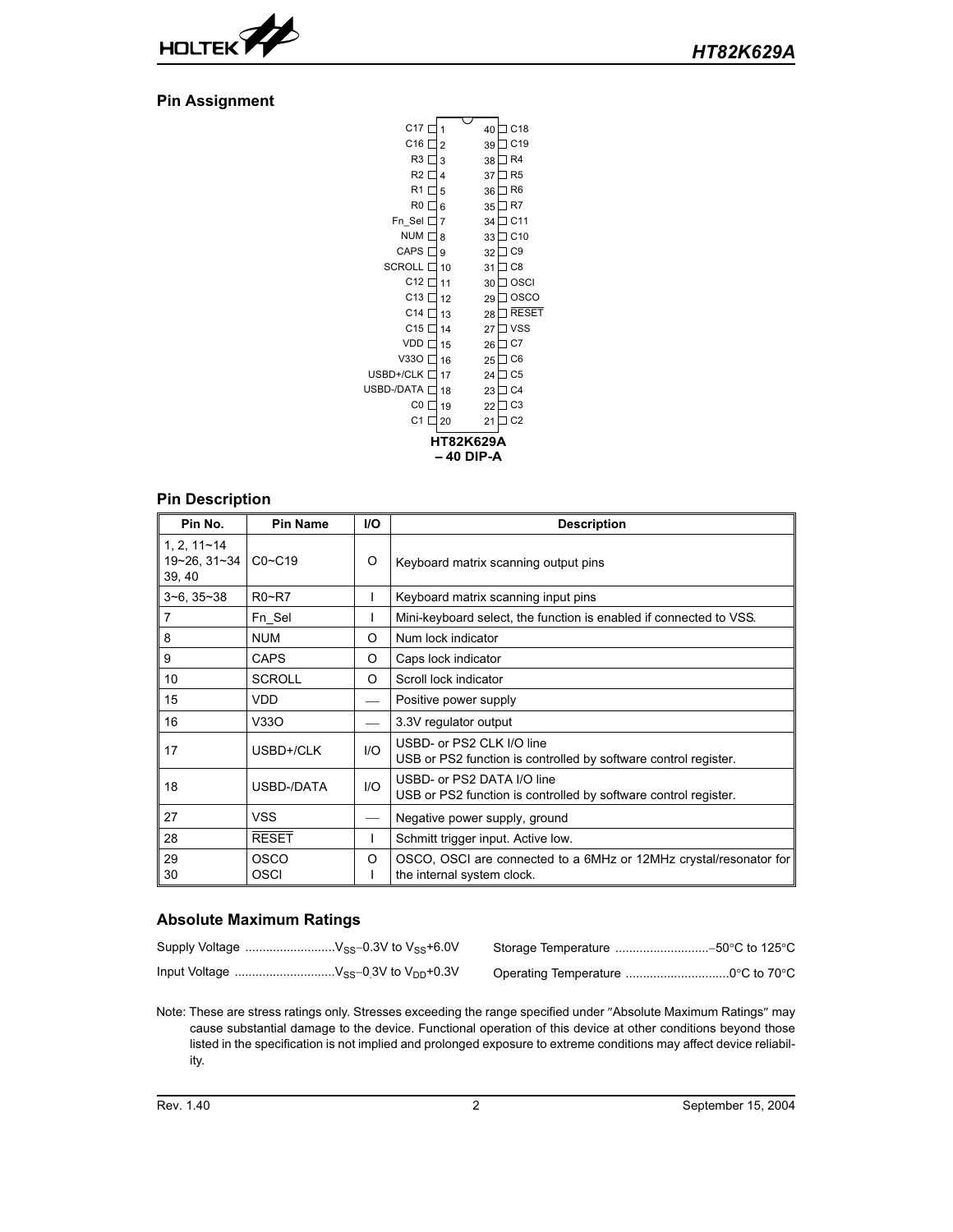## Pin Assignment

| Pin Name | Pin No. | | Pin No. | Pin Name |
|---|---|---|---|---|
| C17 | 1 | | 40 | C18 |
| C16 | 2 | | 39 | C19 |
| R3 | 3 | | 38 | R4 |
| R2 | 4 | | 37 | R5 |
| R1 | 5 | | 36 | R6 |
| R0 | 6 | | 35 | R7 |
| Fn_Sel | 7 | | 34 | C11 |
| NUM | 8 | | 33 | C10 |
| CAPS | 9 | | 32 | C9 |
| SCROLL | 10 | | 31 | C8 |
| C12 | 11 | | 30 | OSCI |
| C13 | 12 | | 29 | OSCO |
| C14 | 13 | | 28 | $\overline{RESET}$ |
| C15 | 14 | | 27 | VSS |
| VDD | 15 | | 26 | C7 |
| V33O | 16 | | 25 | C6 |
| USBD+/CLK | 17 | | 24 | C5 |
| USBD-/DATA | 18 | | 23 | C4 |
| C0 | 19 | | 22 | C3 |
| C1 | 20 | | 21 | C2 |

**HT82K629A**
**– 40 DIP-A**

## Pin Description

| Pin No. | Pin Name | I/O | Description |
|---|---|---|---|
| 1, 2, 11~14 19~26, 31~34 39, 40 | C0~C19 | O | Keyboard matrix scanning output pins |
| 3~6, 35~38 | R0~R7 | I | Keyboard matrix scanning input pins |
| 7 | Fn_Sel | I | Mini-keyboard select, the function is enabled if connected to VSS. |
| 8 | NUM | O | Num lock indicator |
| 9 | CAPS | O | Caps lock indicator |
| 10 | SCROLL | O | Scroll lock indicator |
| 15 | VDD | — | Positive power supply |
| 16 | V33O | — | 3.3V regulator output |
| 17 | USBD+/CLK | I/O | USBD- or PS2 CLK I/O line<br>USB or PS2 function is controlled by software control register. |
| 18 | USBD-/DATA | I/O | USBD- or PS2 DATA I/O line<br>USB or PS2 function is controlled by software control register. |
| 27 | VSS | — | Negative power supply, ground |
| 28 | $\overline{RESET}$ | I | Schmitt trigger input. Active low. |
| 29<br>30 | OSCO<br>OSCI | O<br>I | OSCO, OSCI are connected to a 6MHz or 12MHz crystal/resonator for the internal system clock. |

## Absolute Maximum Ratings

Supply Voltage ..........................$V_{SS}$−0.3V to $V_{SS}$+6.0V

Input Voltage ............................$V_{SS}$−0.3V to $V_{DD}$+0.3V

Storage Temperature ...........................−50°C to 125°C

Operating Temperature .............................0°C to 70°C

Note: These are stress ratings only. Stresses exceeding the range specified under "Absolute Maximum Ratings" may cause substantial damage to the device. Functional operation of this device at other conditions beyond those listed in the specification is not implied and prolonged exposure to extreme conditions may affect device reliability.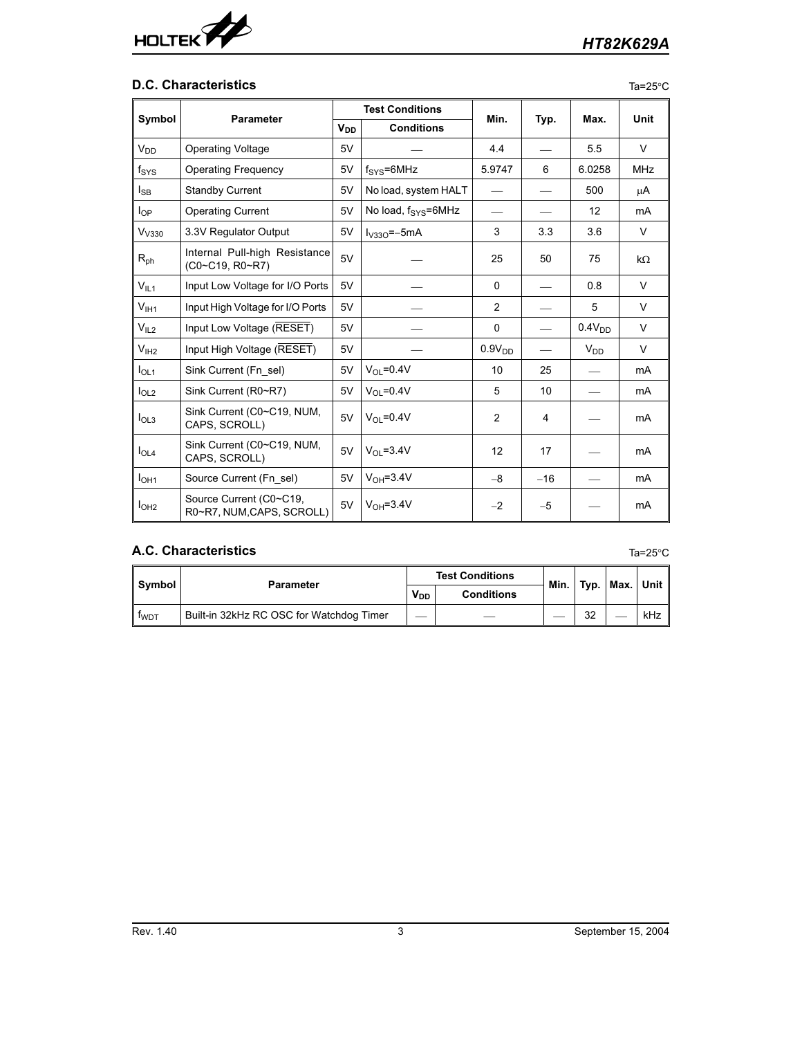## D.C. Characteristics

Ta=25°C

| Symbol | Parameter | Test Conditions | | Min. | Typ. | Max. | Unit |
|---|---|---|---|---|---|---|---|
| | | $V_{DD}$ | Conditions | | | | |
| $V_{DD}$ | Operating Voltage | 5V | — | 4.4 | — | 5.5 | V |
| $f_{SYS}$ | Operating Frequency | 5V | $f_{SYS}$=6MHz | 5.9747 | 6 | 6.0258 | MHz |
| $I_{SB}$ | Standby Current | 5V | No load, system HALT | — | — | 500 | μA |
| $I_{OP}$ | Operating Current | 5V | No load, $f_{SYS}$=6MHz | — | — | 12 | mA |
| $V_{V330}$ | 3.3V Regulator Output | 5V | $I_{V33O}$=−5mA | 3 | 3.3 | 3.6 | V |
| $R_{ph}$ | Internal Pull-high Resistance (C0~C19, R0~R7) | 5V | — | 25 | 50 | 75 | kΩ |
| $V_{IL1}$ | Input Low Voltage for I/O Ports | 5V | — | 0 | — | 0.8 | V |
| $V_{IH1}$ | Input High Voltage for I/O Ports | 5V | — | 2 | — | 5 | V |
| $V_{IL2}$ | Input Low Voltage ($\overline{RESET}$) | 5V | — | 0 | — | $0.4V_{DD}$ | V |
| $V_{IH2}$ | Input High Voltage ($\overline{RESET}$) | 5V | — | $0.9V_{DD}$ | — | $V_{DD}$ | V |
| $I_{OL1}$ | Sink Current (Fn_sel) | 5V | $V_{OL}$=0.4V | 10 | 25 | — | mA |
| $I_{OL2}$ | Sink Current (R0~R7) | 5V | $V_{OL}$=0.4V | 5 | 10 | — | mA |
| $I_{OL3}$ | Sink Current (C0~C19, NUM, CAPS, SCROLL) | 5V | $V_{OL}$=0.4V | 2 | 4 | — | mA |
| $I_{OL4}$ | Sink Current (C0~C19, NUM, CAPS, SCROLL) | 5V | $V_{OL}$=3.4V | 12 | 17 | — | mA |
| $I_{OH1}$ | Source Current (Fn_sel) | 5V | $V_{OH}$=3.4V | −8 | −16 | — | mA |
| $I_{OH2}$ | Source Current (C0~C19, R0~R7, NUM,CAPS, SCROLL) | 5V | $V_{OH}$=3.4V | −2 | −5 | — | mA |

## A.C. Characteristics

Ta=25°C

| Symbol | Parameter | Test Conditions | | Min. | Typ. | Max. | Unit |
|---|---|---|---|---|---|---|---|
| | | $V_{DD}$ | Conditions | | | | |
| $f_{WDT}$ | Built-in 32kHz RC OSC for Watchdog Timer | — | — | — | 32 | — | kHz |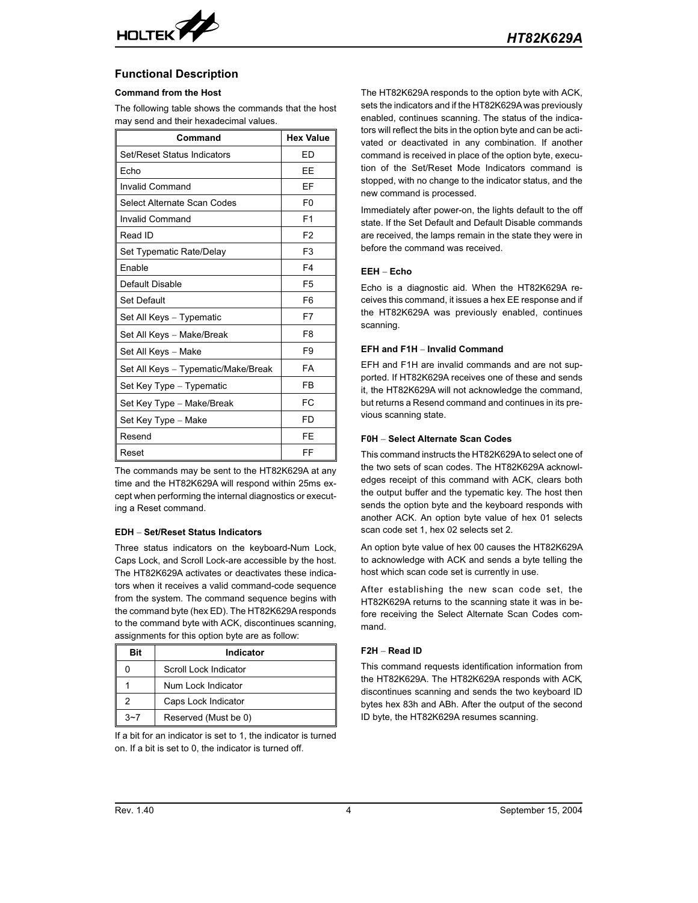## Functional Description

### Command from the Host

The following table shows the commands that the host may send and their hexadecimal values.

| Command | Hex Value |
|---|---|
| Set/Reset Status Indicators | ED |
| Echo | EE |
| Invalid Command | EF |
| Select Alternate Scan Codes | F0 |
| Invalid Command | F1 |
| Read ID | F2 |
| Set Typematic Rate/Delay | F3 |
| Enable | F4 |
| Default Disable | F5 |
| Set Default | F6 |
| Set All Keys – Typematic | F7 |
| Set All Keys – Make/Break | F8 |
| Set All Keys – Make | F9 |
| Set All Keys – Typematic/Make/Break | FA |
| Set Key Type – Typematic | FB |
| Set Key Type – Make/Break | FC |
| Set Key Type – Make | FD |
| Resend | FE |
| Reset | FF |

The commands may be sent to the HT82K629A at any time and the HT82K629A will respond within 25ms except when performing the internal diagnostics or executing a Reset command.

### EDH – Set/Reset Status Indicators

Three status indicators on the keyboard-Num Lock, Caps Lock, and Scroll Lock-are accessible by the host. The HT82K629A activates or deactivates these indicators when it receives a valid command-code sequence from the system. The command sequence begins with the command byte (hex ED). The HT82K629A responds to the command byte with ACK, discontinues scanning, assignments for this option byte are as follow:

| Bit | Indicator |
|---|---|
| 0 | Scroll Lock Indicator |
| 1 | Num Lock Indicator |
| 2 | Caps Lock Indicator |
| 3~7 | Reserved (Must be 0) |

If a bit for an indicator is set to 1, the indicator is turned on. If a bit is set to 0, the indicator is turned off.

The HT82K629A responds to the option byte with ACK, sets the indicators and if the HT82K629A was previously enabled, continues scanning. The status of the indicators will reflect the bits in the option byte and can be activated or deactivated in any combination. If another command is received in place of the option byte, execution of the Set/Reset Mode Indicators command is stopped, with no change to the indicator status, and the new command is processed.

Immediately after power-on, the lights default to the off state. If the Set Default and Default Disable commands are received, the lamps remain in the state they were in before the command was received.

### EEH – Echo

Echo is a diagnostic aid. When the HT82K629A receives this command, it issues a hex EE response and if the HT82K629A was previously enabled, continues scanning.

### EFH and F1H – Invalid Command

EFH and F1H are invalid commands and are not supported. If HT82K629A receives one of these and sends it, the HT82K629A will not acknowledge the command, but returns a Resend command and continues in its previous scanning state.

### F0H – Select Alternate Scan Codes

This command instructs the HT82K629A to select one of the two sets of scan codes. The HT82K629A acknowledges receipt of this command with ACK, clears both the output buffer and the typematic key. The host then sends the option byte and the keyboard responds with another ACK. An option byte value of hex 01 selects scan code set 1, hex 02 selects set 2.

An option byte value of hex 00 causes the HT82K629A to acknowledge with ACK and sends a byte telling the host which scan code set is currently in use.

After establishing the new scan code set, the HT82K629A returns to the scanning state it was in before receiving the Select Alternate Scan Codes command.

### F2H – Read ID

This command requests identification information from the HT82K629A. The HT82K629A responds with ACK, discontinues scanning and sends the two keyboard ID bytes hex 83h and ABh. After the output of the second ID byte, the HT82K629A resumes scanning.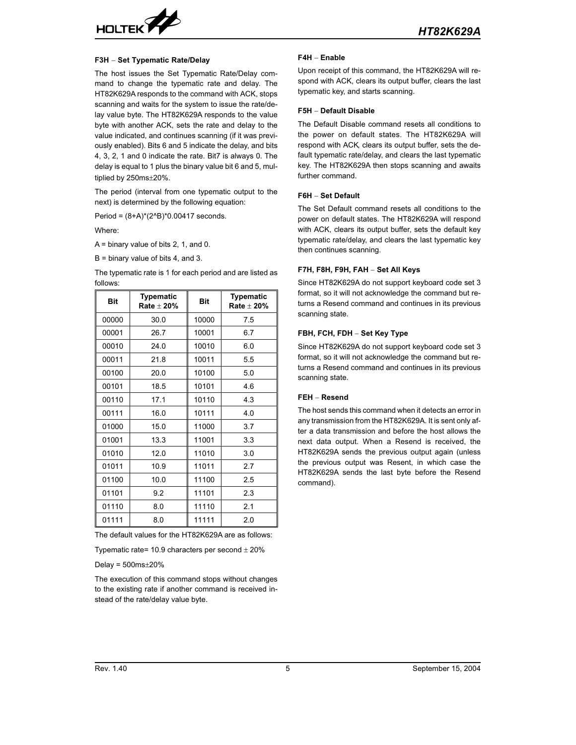### F3H – Set Typematic Rate/Delay

The host issues the Set Typematic Rate/Delay command to change the typematic rate and delay. The HT82K629A responds to the command with ACK, stops scanning and waits for the system to issue the rate/delay value byte. The HT82K629A responds to the value byte with another ACK, sets the rate and delay to the value indicated, and continues scanning (if it was previously enabled). Bits 6 and 5 indicate the delay, and bits 4, 3, 2, 1 and 0 indicate the rate. Bit7 is always 0. The delay is equal to 1 plus the binary value bit 6 and 5, multiplied by 250ms±20%.

The period (interval from one typematic output to the next) is determined by the following equation:

Period = (8+A)*(2^B)*0.00417 seconds.

Where:

A = binary value of bits 2, 1, and 0.

B = binary value of bits 4, and 3.

The typematic rate is 1 for each period and are listed as follows:

| Bit | Typematic Rate ± 20% | Bit | Typematic Rate ± 20% |
|---|---|---|---|
| 00000 | 30.0 | 10000 | 7.5 |
| 00001 | 26.7 | 10001 | 6.7 |
| 00010 | 24.0 | 10010 | 6.0 |
| 00011 | 21.8 | 10011 | 5.5 |
| 00100 | 20.0 | 10100 | 5.0 |
| 00101 | 18.5 | 10101 | 4.6 |
| 00110 | 17.1 | 10110 | 4.3 |
| 00111 | 16.0 | 10111 | 4.0 |
| 01000 | 15.0 | 11000 | 3.7 |
| 01001 | 13.3 | 11001 | 3.3 |
| 01010 | 12.0 | 11010 | 3.0 |
| 01011 | 10.9 | 11011 | 2.7 |
| 01100 | 10.0 | 11100 | 2.5 |
| 01101 | 9.2 | 11101 | 2.3 |
| 01110 | 8.0 | 11110 | 2.1 |
| 01111 | 8.0 | 11111 | 2.0 |

The default values for the HT82K629A are as follows:

Typematic rate= 10.9 characters per second ± 20%

Delay = 500ms±20%

The execution of this command stops without changes to the existing rate if another command is received instead of the rate/delay value byte.

### F4H – Enable

Upon receipt of this command, the HT82K629A will respond with ACK, clears its output buffer, clears the last typematic key, and starts scanning.

### F5H – Default Disable

The Default Disable command resets all conditions to the power on default states. The HT82K629A will respond with ACK, clears its output buffer, sets the default typematic rate/delay, and clears the last typematic key. The HT82K629A then stops scanning and awaits further command.

### F6H – Set Default

The Set Default command resets all conditions to the power on default states. The HT82K629A will respond with ACK, clears its output buffer, sets the default key typematic rate/delay, and clears the last typematic key then continues scanning.

### F7H, F8H, F9H, FAH – Set All Keys

Since HT82K629A do not support keyboard code set 3 format, so it will not acknowledge the command but returns a Resend command and continues in its previous scanning state.

### FBH, FCH, FDH – Set Key Type

Since HT82K629A do not support keyboard code set 3 format, so it will not acknowledge the command but returns a Resend command and continues in its previous scanning state.

### FEH – Resend

The host sends this command when it detects an error in any transmission from the HT82K629A. It is sent only after a data transmission and before the host allows the next data output. When a Resend is received, the HT82K629A sends the previous output again (unless the previous output was Resent, in which case the HT82K629A sends the last byte before the Resend command).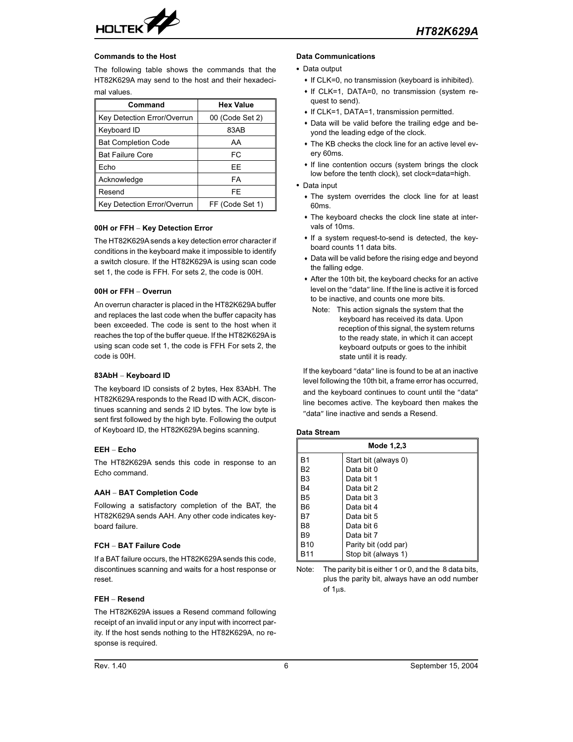### Commands to the Host

The following table shows the commands that the HT82K629A may send to the host and their hexadecimal values.

| Command | Hex Value |
|---|---|
| Key Detection Error/Overrun | 00 (Code Set 2) |
| Keyboard ID | 83AB |
| Bat Completion Code | AA |
| Bat Failure Core | FC |
| Echo | EE |
| Acknowledge | FA |
| Resend | FE |
| Key Detection Error/Overrun | FF (Code Set 1) |

#### 00H or FFH – Key Detection Error

The HT82K629A sends a key detection error character if conditions in the keyboard make it impossible to identify a switch closure. If the HT82K629A is using scan code set 1, the code is FFH. For sets 2, the code is 00H.

#### 00H or FFH – Overrun

An overrun character is placed in the HT82K629A buffer and replaces the last code when the buffer capacity has been exceeded. The code is sent to the host when it reaches the top of the buffer queue. If the HT82K629A is using scan code set 1, the code is FFH. For sets 2, the code is 00H.

#### 83AbH – Keyboard ID

The keyboard ID consists of 2 bytes, Hex 83AbH. The HT82K629A responds to the Read ID with ACK, discontinues scanning and sends 2 ID bytes. The low byte is sent first followed by the high byte. Following the output of Keyboard ID, the HT82K629A begins scanning.

#### EEH – Echo

The HT82K629A sends this code in response to an Echo command.

#### AAH – BAT Completion Code

Following a satisfactory completion of the BAT, the HT82K629A sends AAH. Any other code indicates keyboard failure.

#### FCH – BAT Failure Code

If a BAT failure occurs, the HT82K629A sends this code, discontinues scanning and waits for a host response or reset.

#### FEH – Resend

The HT82K629A issues a Resend command following receipt of an invalid input or any input with incorrect parity. If the host sends nothing to the HT82K629A, no response is required.

### Data Communications

- Data output
  - If CLK=0, no transmission (keyboard is inhibited).
  - If CLK=1, DATA=0, no transmission (system request to send).
  - If CLK=1, DATA=1, transmission permitted.
  - Data will be valid before the trailing edge and beyond the leading edge of the clock.
  - The KB checks the clock line for an active level every 60ms.
  - If line contention occurs (system brings the clock low before the tenth clock), set clock=data=high.
- Data input
  - The system overrides the clock line for at least 60ms.
  - The keyboard checks the clock line state at intervals of 10ms.
  - If a system request-to-send is detected, the keyboard counts 11 data bits.
  - Data will be valid before the rising edge and beyond the falling edge.
  - After the 10th bit, the keyboard checks for an active level on the "data" line. If the line is active it is forced to be inactive, and counts one more bits.

    Note: This action signals the system that the keyboard has received its data. Upon reception of this signal, the system returns to the ready state, in which it can accept keyboard outputs or goes to the inhibit state until it is ready.

If the keyboard "data" line is found to be at an inactive level following the 10th bit, a frame error has occurred, and the keyboard continues to count until the "data" line becomes active. The keyboard then makes the "data" line inactive and sends a Resend.

### Data Stream

| Mode 1,2,3 | |
|---|---|
| B1 | Start bit (always 0) |
| B2 | Data bit 0 |
| B3 | Data bit 1 |
| B4 | Data bit 2 |
| B5 | Data bit 3 |
| B6 | Data bit 4 |
| B7 | Data bit 5 |
| B8 | Data bit 6 |
| B9 | Data bit 7 |
| B10 | Parity bit (odd par) |
| B11 | Stop bit (always 1) |

Note: The parity bit is either 1 or 0, and the 8 data bits, plus the parity bit, always have an odd number of 1μs.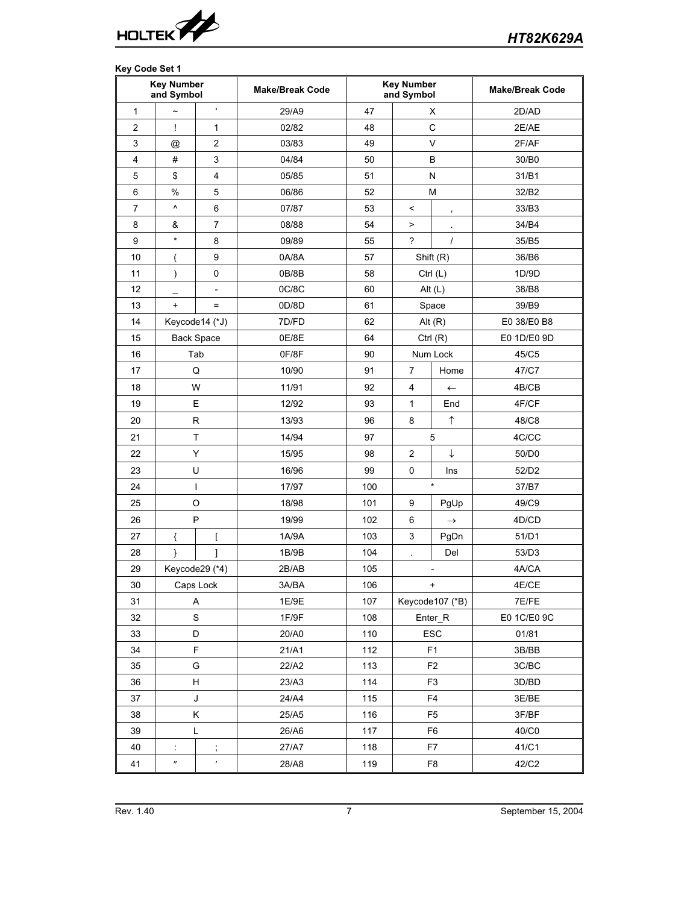**Key Code Set 1**

| Key Number and Symbol | | | Make/Break Code | Key Number and Symbol | | | Make/Break Code |
|---|---|---|---|---|---|---|---|
| 1 | ~ | ' | 29/A9 | 47 | X | | 2D/AD |
| 2 | ! | 1 | 02/82 | 48 | C | | 2E/AE |
| 3 | @ | 2 | 03/83 | 49 | V | | 2F/AF |
| 4 | # | 3 | 04/84 | 50 | B | | 30/B0 |
| 5 | $ | 4 | 05/85 | 51 | N | | 31/B1 |
| 6 | % | 5 | 06/86 | 52 | M | | 32/B2 |
| 7 | ^ | 6 | 07/87 | 53 | < | , | 33/B3 |
| 8 | & | 7 | 08/88 | 54 | > | . | 34/B4 |
| 9 | * | 8 | 09/89 | 55 | ? | / | 35/B5 |
| 10 | ( | 9 | 0A/8A | 57 | Shift (R) | | 36/B6 |
| 11 | ) | 0 | 0B/8B | 58 | Ctrl (L) | | 1D/9D |
| 12 | _ | - | 0C/8C | 60 | Alt (L) | | 38/B8 |
| 13 | + | = | 0D/8D | 61 | Space | | 39/B9 |
| 14 | Keycode14 (*J) | | 7D/FD | 62 | Alt (R) | | E0 38/E0 B8 |
| 15 | Back Space | | 0E/8E | 64 | Ctrl (R) | | E0 1D/E0 9D |
| 16 | Tab | | 0F/8F | 90 | Num Lock | | 45/C5 |
| 17 | Q | | 10/90 | 91 | 7 | Home | 47/C7 |
| 18 | W | | 11/91 | 92 | 4 | ← | 4B/CB |
| 19 | E | | 12/92 | 93 | 1 | End | 4F/CF |
| 20 | R | | 13/93 | 96 | 8 | ↑ | 48/C8 |
| 21 | T | | 14/94 | 97 | 5 | | 4C/CC |
| 22 | Y | | 15/95 | 98 | 2 | ↓ | 50/D0 |
| 23 | U | | 16/96 | 99 | 0 | Ins | 52/D2 |
| 24 | I | | 17/97 | 100 | * | | 37/B7 |
| 25 | O | | 18/98 | 101 | 9 | PgUp | 49/C9 |
| 26 | P | | 19/99 | 102 | 6 | → | 4D/CD |
| 27 | { | [ | 1A/9A | 103 | 3 | PgDn | 51/D1 |
| 28 | } | ] | 1B/9B | 104 | . | Del | 53/D3 |
| 29 | Keycode29 (*4) | | 2B/AB | 105 | - | | 4A/CA |
| 30 | Caps Lock | | 3A/BA | 106 | + | | 4E/CE |
| 31 | A | | 1E/9E | 107 | Keycode107 (*B) | | 7E/FE |
| 32 | S | | 1F/9F | 108 | Enter_R | | E0 1C/E0 9C |
| 33 | D | | 20/A0 | 110 | ESC | | 01/81 |
| 34 | F | | 21/A1 | 112 | F1 | | 3B/BB |
| 35 | G | | 22/A2 | 113 | F2 | | 3C/BC |
| 36 | H | | 23/A3 | 114 | F3 | | 3D/BD |
| 37 | J | | 24/A4 | 115 | F4 | | 3E/BE |
| 38 | K | | 25/A5 | 116 | F5 | | 3F/BF |
| 39 | L | | 26/A6 | 117 | F6 | | 40/C0 |
| 40 | : | ; | 27/A7 | 118 | F7 | | 41/C1 |
| 41 | ″ | ′ | 28/A8 | 119 | F8 | | 42/C2 |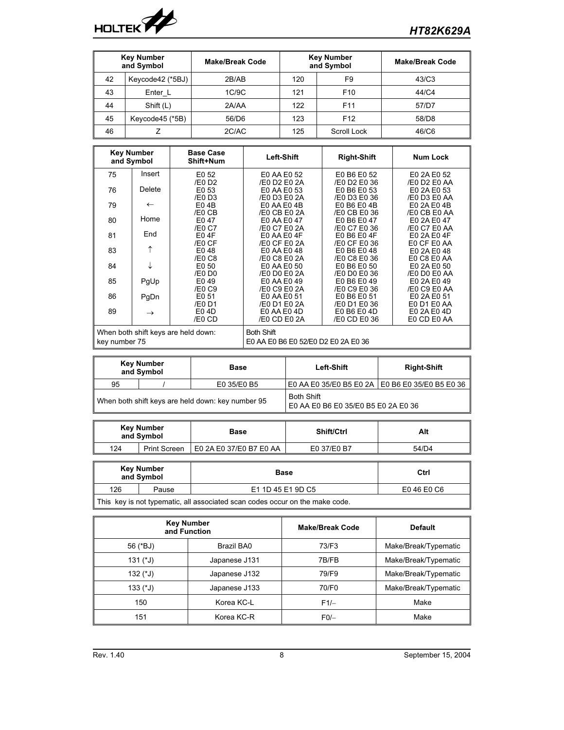| Key Number and Symbol | | Make/Break Code | Key Number and Symbol | | Make/Break Code |
|---|---|---|---|---|---|
| 42 | Keycode42 (*5BJ) | 2B/AB | 120 | F9 | 43/C3 |
| 43 | Enter_L | 1C/9C | 121 | F10 | 44/C4 |
| 44 | Shift (L) | 2A/AA | 122 | F11 | 57/D7 |
| 45 | Keycode45 (*5B) | 56/D6 | 123 | F12 | 58/D8 |
| 46 | Z | 2C/AC | 125 | Scroll Lock | 46/C6 |

| Key Number and Symbol | | Base Case Shift+Num | Left-Shift | Right-Shift | Num Lock |
|---|---|---|---|---|---|
| 75 | Insert | E0 52 /E0 D2 | E0 AA E0 52 /E0 D2 E0 2A | E0 B6 E0 52 /E0 D2 E0 36 | E0 2A E0 52 /E0 D2 E0 AA |
| 76 | Delete | E0 53 /E0 D3 | E0 AA E0 53 /E0 D3 E0 2A | E0 B6 E0 53 /E0 D3 E0 36 | E0 2A E0 53 /E0 D3 E0 AA |
| 79 | ← | E0 4B /E0 CB | E0 AA E0 4B /E0 CB E0 2A | E0 B6 E0 4B /E0 CB E0 36 | E0 2A E0 4B /E0 CB E0 AA |
| 80 | Home | E0 47 /E0 C7 | E0 AA E0 47 /E0 C7 E0 2A | E0 B6 E0 47 /E0 C7 E0 36 | E0 2A E0 47 /E0 C7 E0 AA |
| 81 | End | E0 4F /E0 CF | E0 AA E0 4F /E0 CF E0 2A | E0 B6 E0 4F /E0 CF E0 36 | E0 2A E0 4F E0 CF E0 AA |
| 83 | ↑ | E0 48 /E0 C8 | E0 AA E0 48 /E0 C8 E0 2A | E0 B6 E0 48 /E0 C8 E0 36 | E0 2A E0 48 E0 C8 E0 AA |
| 84 | ↓ | E0 50 /E0 D0 | E0 AA E0 50 /E0 D0 E0 2A | E0 B6 E0 50 /E0 D0 E0 36 | E0 2A E0 50 /E0 D0 E0 AA |
| 85 | PgUp | E0 49 /E0 C9 | E0 AA E0 49 /E0 C9 E0 2A | E0 B6 E0 49 /E0 C9 E0 36 | E0 2A E0 49 /E0 C9 E0 AA |
| 86 | PgDn | E0 51 /E0 D1 | E0 AA E0 51 /E0 D1 E0 2A | E0 B6 E0 51 /E0 D1 E0 36 | E0 2A E0 51 E0 D1 E0 AA |
| 89 | → | E0 4D /E0 CD | E0 AA E0 4D /E0 CD E0 2A | E0 B6 E0 4D /E0 CD E0 36 | E0 2A E0 4D E0 CD E0 AA |
| When both shift keys are held down: key number 75 | | | Both Shift E0 AA E0 B6 E0 52/E0 D2 E0 2A E0 36 | | |

| Key Number and Symbol | | Base | Left-Shift | Right-Shift |
|---|---|---|---|---|
| 95 | / | E0 35/E0 B5 | E0 AA E0 35/E0 B5 E0 2A | E0 B6 E0 35/E0 B5 E0 36 |
| When both shift keys are held down: key number 95 | | | Both Shift E0 AA E0 B6 E0 35/E0 B5 E0 2A E0 36 | |

| Key Number and Symbol | | Base | Shift/Ctrl | Alt |
|---|---|---|---|---|
| 124 | Print Screen | E0 2A E0 37/E0 B7 E0 AA | E0 37/E0 B7 | 54/D4 |

| Key Number and Symbol | | Base | Ctrl |
|---|---|---|---|
| 126 | Pause | E1 1D 45 E1 9D C5 | E0 46 E0 C6 |
| This key is not typematic, all associated scan codes occur on the make code. | | | |

| Key Number and Function | | Make/Break Code | Default |
|---|---|---|---|
| 56 (*BJ) | Brazil BA0 | 73/F3 | Make/Break/Typematic |
| 131 (*J) | Japanese J131 | 7B/FB | Make/Break/Typematic |
| 132 (*J) | Japanese J132 | 79/F9 | Make/Break/Typematic |
| 133 (*J) | Japanese J133 | 70/F0 | Make/Break/Typematic |
| 150 | Korea KC-L | F1/– | Make |
| 151 | Korea KC-R | F0/– | Make |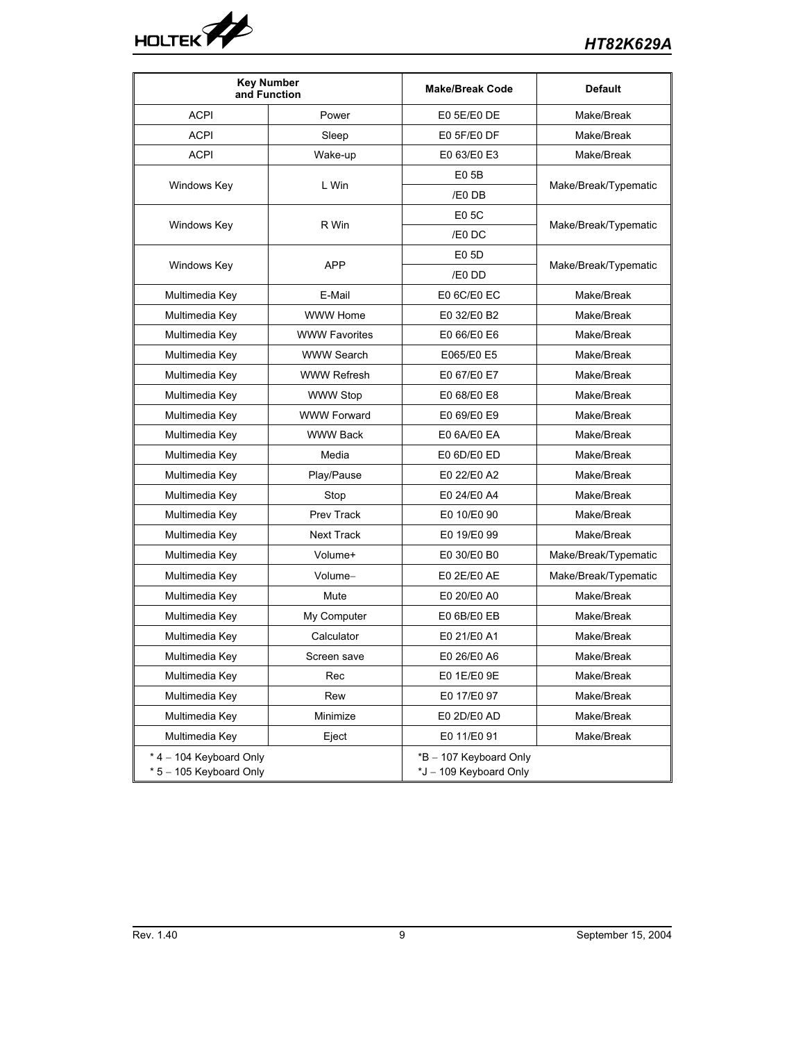| Key Number and Function | | Make/Break Code | Default |
|---|---|---|---|
| ACPI | Power | E0 5E/E0 DE | Make/Break |
| ACPI | Sleep | E0 5F/E0 DF | Make/Break |
| ACPI | Wake-up | E0 63/E0 E3 | Make/Break |
| Windows Key | L Win | E0 5B<br>/E0 DB | Make/Break/Typematic |
| Windows Key | R Win | E0 5C<br>/E0 DC | Make/Break/Typematic |
| Windows Key | APP | E0 5D<br>/E0 DD | Make/Break/Typematic |
| Multimedia Key | E-Mail | E0 6C/E0 EC | Make/Break |
| Multimedia Key | WWW Home | E0 32/E0 B2 | Make/Break |
| Multimedia Key | WWW Favorites | E0 66/E0 E6 | Make/Break |
| Multimedia Key | WWW Search | E065/E0 E5 | Make/Break |
| Multimedia Key | WWW Refresh | E0 67/E0 E7 | Make/Break |
| Multimedia Key | WWW Stop | E0 68/E0 E8 | Make/Break |
| Multimedia Key | WWW Forward | E0 69/E0 E9 | Make/Break |
| Multimedia Key | WWW Back | E0 6A/E0 EA | Make/Break |
| Multimedia Key | Media | E0 6D/E0 ED | Make/Break |
| Multimedia Key | Play/Pause | E0 22/E0 A2 | Make/Break |
| Multimedia Key | Stop | E0 24/E0 A4 | Make/Break |
| Multimedia Key | Prev Track | E0 10/E0 90 | Make/Break |
| Multimedia Key | Next Track | E0 19/E0 99 | Make/Break |
| Multimedia Key | Volume+ | E0 30/E0 B0 | Make/Break/Typematic |
| Multimedia Key | Volume– | E0 2E/E0 AE | Make/Break/Typematic |
| Multimedia Key | Mute | E0 20/E0 A0 | Make/Break |
| Multimedia Key | My Computer | E0 6B/E0 EB | Make/Break |
| Multimedia Key | Calculator | E0 21/E0 A1 | Make/Break |
| Multimedia Key | Screen save | E0 26/E0 A6 | Make/Break |
| Multimedia Key | Rec | E0 1E/E0 9E | Make/Break |
| Multimedia Key | Rew | E0 17/E0 97 | Make/Break |
| Multimedia Key | Minimize | E0 2D/E0 AD | Make/Break |
| Multimedia Key | Eject | E0 11/E0 91 | Make/Break |
| * 4 – 104 Keyboard Only<br>* 5 – 105 Keyboard Only | | *B – 107 Keyboard Only<br>*J – 109 Keyboard Only | |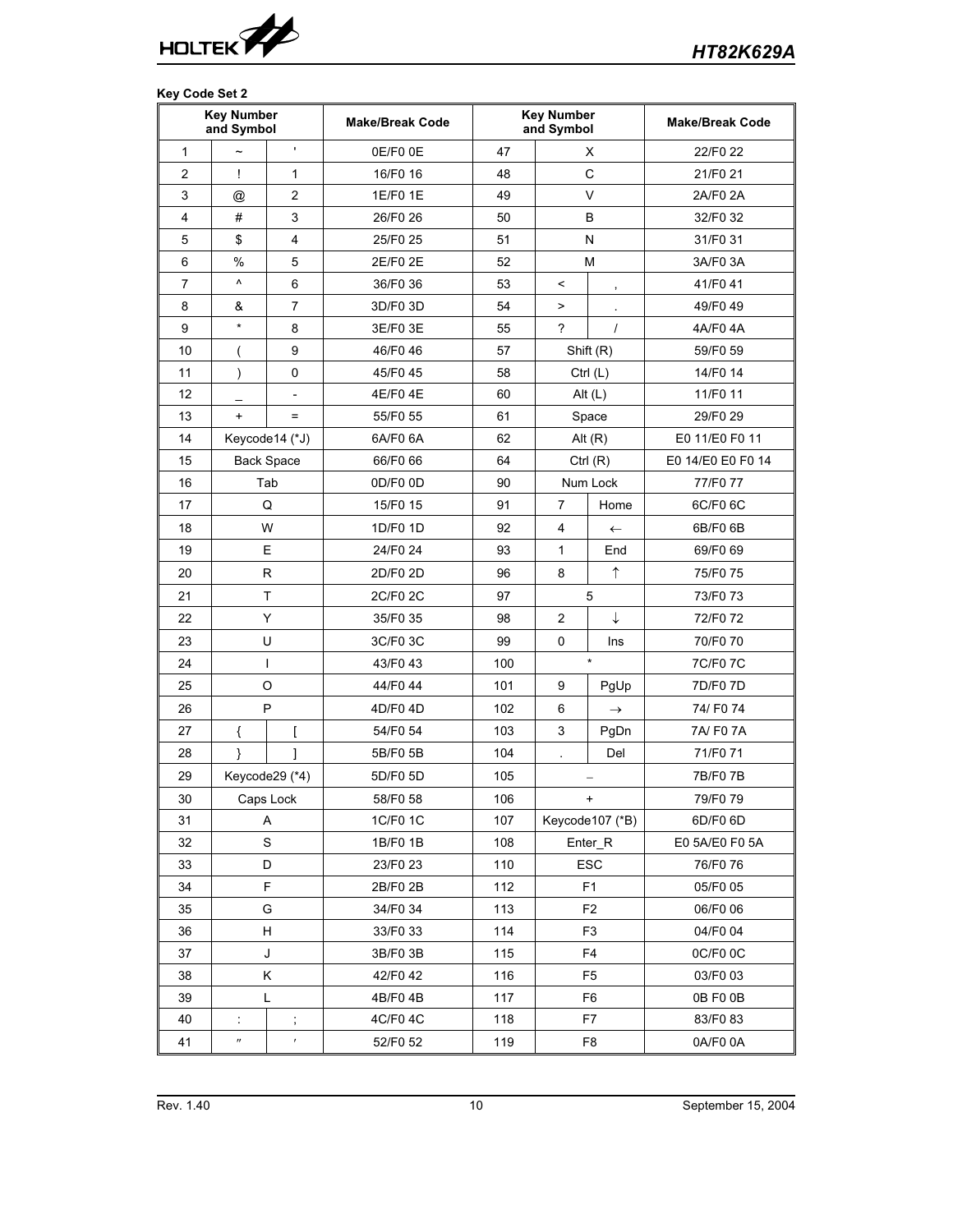**Key Code Set 2**

| Key Number and Symbol | | | Make/Break Code | Key Number and Symbol | | | Make/Break Code |
|---|---|---|---|---|---|---|---|
| 1 | ~ | ' | 0E/F0 0E | 47 | X | | 22/F0 22 |
| 2 | ! | 1 | 16/F0 16 | 48 | C | | 21/F0 21 |
| 3 | @ | 2 | 1E/F0 1E | 49 | V | | 2A/F0 2A |
| 4 | # | 3 | 26/F0 26 | 50 | B | | 32/F0 32 |
| 5 | $ | 4 | 25/F0 25 | 51 | N | | 31/F0 31 |
| 6 | % | 5 | 2E/F0 2E | 52 | M | | 3A/F0 3A |
| 7 | ^ | 6 | 36/F0 36 | 53 | < | , | 41/F0 41 |
| 8 | & | 7 | 3D/F0 3D | 54 | > | . | 49/F0 49 |
| 9 | * | 8 | 3E/F0 3E | 55 | ? | / | 4A/F0 4A |
| 10 | ( | 9 | 46/F0 46 | 57 | Shift (R) | | 59/F0 59 |
| 11 | ) | 0 | 45/F0 45 | 58 | Ctrl (L) | | 14/F0 14 |
| 12 | _ | - | 4E/F0 4E | 60 | Alt (L) | | 11/F0 11 |
| 13 | + | = | 55/F0 55 | 61 | Space | | 29/F0 29 |
| 14 | Keycode14 (*J) | | 6A/F0 6A | 62 | Alt (R) | | E0 11/E0 F0 11 |
| 15 | Back Space | | 66/F0 66 | 64 | Ctrl (R) | | E0 14/E0 E0 F0 14 |
| 16 | Tab | | 0D/F0 0D | 90 | Num Lock | | 77/F0 77 |
| 17 | Q | | 15/F0 15 | 91 | 7 | Home | 6C/F0 6C |
| 18 | W | | 1D/F0 1D | 92 | 4 | ← | 6B/F0 6B |
| 19 | E | | 24/F0 24 | 93 | 1 | End | 69/F0 69 |
| 20 | R | | 2D/F0 2D | 96 | 8 | ↑ | 75/F0 75 |
| 21 | T | | 2C/F0 2C | 97 | 5 | | 73/F0 73 |
| 22 | Y | | 35/F0 35 | 98 | 2 | ↓ | 72/F0 72 |
| 23 | U | | 3C/F0 3C | 99 | 0 | Ins | 70/F0 70 |
| 24 | I | | 43/F0 43 | 100 | * | | 7C/F0 7C |
| 25 | O | | 44/F0 44 | 101 | 9 | PgUp | 7D/F0 7D |
| 26 | P | | 4D/F0 4D | 102 | 6 | → | 74/ F0 74 |
| 27 | { | [ | 54/F0 54 | 103 | 3 | PgDn | 7A/ F0 7A |
| 28 | } | ] | 5B/F0 5B | 104 | . | Del | 71/F0 71 |
| 29 | Keycode29 (*4) | | 5D/F0 5D | 105 | – | | 7B/F0 7B |
| 30 | Caps Lock | | 58/F0 58 | 106 | + | | 79/F0 79 |
| 31 | A | | 1C/F0 1C | 107 | Keycode107 (*B) | | 6D/F0 6D |
| 32 | S | | 1B/F0 1B | 108 | Enter_R | | E0 5A/E0 F0 5A |
| 33 | D | | 23/F0 23 | 110 | ESC | | 76/F0 76 |
| 34 | F | | 2B/F0 2B | 112 | F1 | | 05/F0 05 |
| 35 | G | | 34/F0 34 | 113 | F2 | | 06/F0 06 |
| 36 | H | | 33/F0 33 | 114 | F3 | | 04/F0 04 |
| 37 | J | | 3B/F0 3B | 115 | F4 | | 0C/F0 0C |
| 38 | K | | 42/F0 42 | 116 | F5 | | 03/F0 03 |
| 39 | L | | 4B/F0 4B | 117 | F6 | | 0B F0 0B |
| 40 | : | ; | 4C/F0 4C | 118 | F7 | | 83/F0 83 |
| 41 | ″ | ′ | 52/F0 52 | 119 | F8 | | 0A/F0 0A |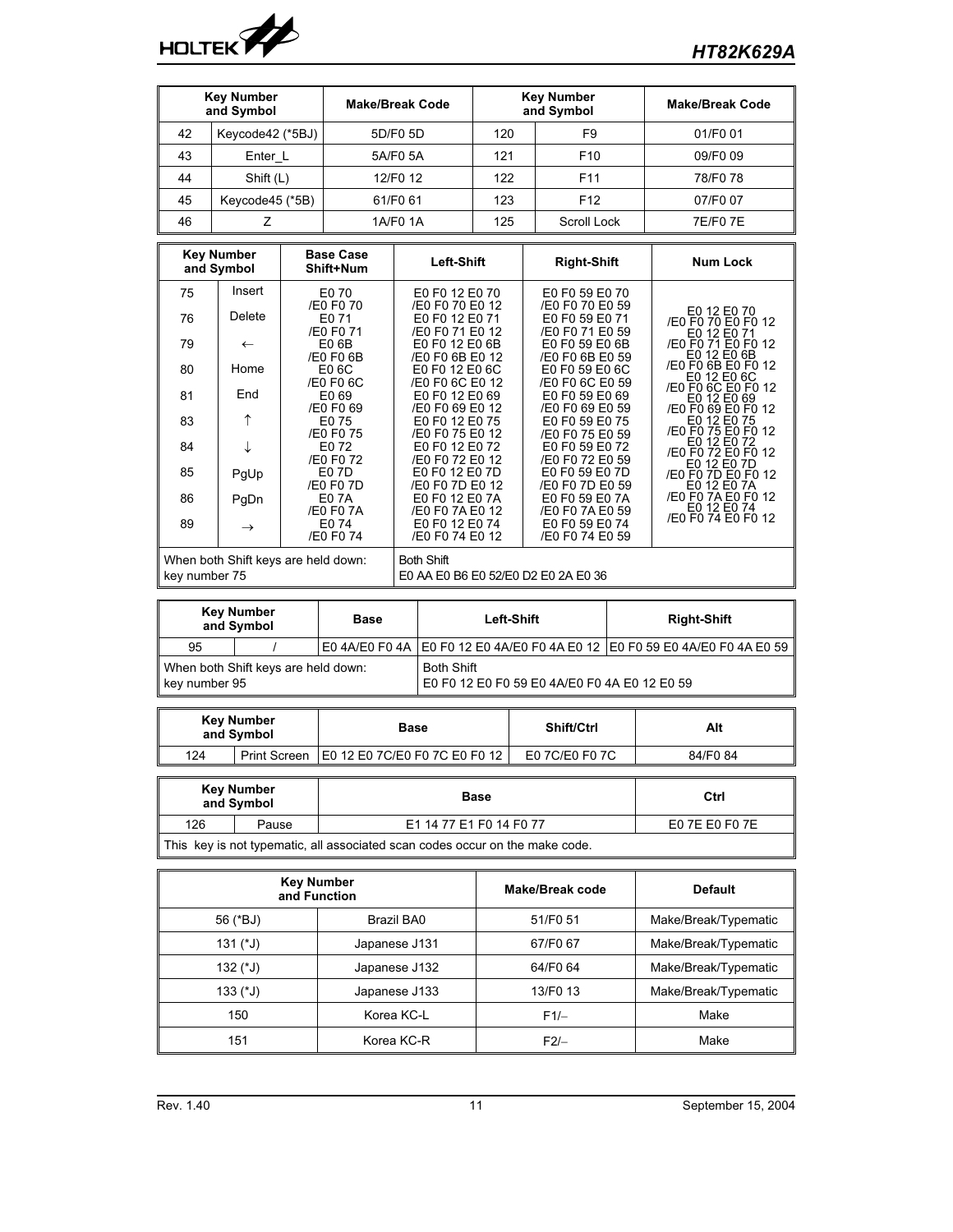| Key Number and Symbol | | Make/Break Code | Key Number and Symbol | | Make/Break Code |
|---|---|---|---|---|---|
| 42 | Keycode42 (*5BJ) | 5D/F0 5D | 120 | F9 | 01/F0 01 |
| 43 | Enter_L | 5A/F0 5A | 121 | F10 | 09/F0 09 |
| 44 | Shift (L) | 12/F0 12 | 122 | F11 | 78/F0 78 |
| 45 | Keycode45 (*5B) | 61/F0 61 | 123 | F12 | 07/F0 07 |
| 46 | Z | 1A/F0 1A | 125 | Scroll Lock | 7E/F0 7E |

| Key Number and Symbol | | Base Case Shift+Num | Left-Shift | Right-Shift | Num Lock |
|---|---|---|---|---|---|
| 75 | Insert | E0 70 /E0 F0 70 | E0 F0 12 E0 70 /E0 F0 70 E0 12 | E0 F0 59 E0 70 /E0 F0 70 E0 59 | E0 12 E0 70 /E0 F0 70 E0 F0 12 |
| 76 | Delete | E0 71 /E0 F0 71 | E0 F0 12 E0 71 /E0 F0 71 E0 12 | E0 F0 59 E0 71 /E0 F0 71 E0 59 | E0 12 E0 71 /E0 F0 71 E0 F0 12 |
| 79 | ← | E0 6B /E0 F0 6B | E0 F0 12 E0 6B /E0 F0 6B E0 12 | E0 F0 59 E0 6B /E0 F0 6B E0 59 | E0 12 E0 6B /E0 F0 6B E0 F0 12 |
| 80 | Home | E0 6C /E0 F0 6C | E0 F0 12 E0 6C /E0 F0 6C E0 12 | E0 F0 59 E0 6C /E0 F0 6C E0 59 | E0 12 E0 6C /E0 F0 6C E0 F0 12 |
| 81 | End | E0 69 /E0 F0 69 | E0 F0 12 E0 69 /E0 F0 69 E0 12 | E0 F0 59 E0 69 /E0 F0 69 E0 59 | E0 12 E0 69 /E0 F0 69 E0 F0 12 |
| 83 | ↑ | E0 75 /E0 F0 75 | E0 F0 12 E0 75 /E0 F0 75 E0 12 | E0 F0 59 E0 75 /E0 F0 75 E0 59 | E0 12 E0 75 /E0 F0 75 E0 F0 12 |
| 84 | ↓ | E0 72 /E0 F0 72 | E0 F0 12 E0 72 /E0 F0 72 E0 12 | E0 F0 59 E0 72 /E0 F0 72 E0 59 | E0 12 E0 72 /E0 F0 72 E0 F0 12 |
| 85 | PgUp | E0 7D /E0 F0 7D | E0 F0 12 E0 7D /E0 F0 7D E0 12 | E0 F0 59 E0 7D /E0 F0 7D E0 59 | E0 12 E0 7D /E0 F0 7D E0 F0 12 |
| 86 | PgDn | E0 7A /E0 F0 7A | E0 F0 12 E0 7A /E0 F0 7A E0 12 | E0 F0 59 E0 7A /E0 F0 7A E0 59 | E0 12 E0 7A /E0 F0 7A E0 F0 12 |
| 89 | → | E0 74 /E0 F0 74 | E0 F0 12 E0 74 /E0 F0 74 E0 12 | E0 F0 59 E0 74 /E0 F0 74 E0 59 | E0 12 E0 74 /E0 F0 74 E0 F0 12 |
| When both Shift keys are held down: key number 75 | | | Both Shift E0 AA E0 B6 E0 52/E0 D2 E0 2A E0 36 | | |

| Key Number and Symbol | | Base | Left-Shift | Right-Shift |
|---|---|---|---|---|
| 95 | / | E0 4A/E0 F0 4A | E0 F0 12 E0 4A/E0 F0 4A E0 12 | E0 F0 59 E0 4A/E0 F0 4A E0 59 |
| When both Shift keys are held down: key number 95 | | | Both Shift E0 F0 12 E0 F0 59 E0 4A/E0 F0 4A E0 12 E0 59 | |

| Key Number and Symbol | | Base | Shift/Ctrl | Alt |
|---|---|---|---|---|
| 124 | Print Screen | E0 12 E0 7C/E0 F0 7C E0 F0 12 | E0 7C/E0 F0 7C | 84/F0 84 |

| Key Number and Symbol | | Base | Ctrl |
|---|---|---|---|
| 126 | Pause | E1 14 77 E1 F0 14 F0 77 | E0 7E E0 F0 7E |
| This key is not typematic, all associated scan codes occur on the make code. | | | |

| Key Number and Function | | Make/Break code | Default |
|---|---|---|---|
| 56 (*BJ) | Brazil BA0 | 51/F0 51 | Make/Break/Typematic |
| 131 (*J) | Japanese J131 | 67/F0 67 | Make/Break/Typematic |
| 132 (*J) | Japanese J132 | 64/F0 64 | Make/Break/Typematic |
| 133 (*J) | Japanese J133 | 13/F0 13 | Make/Break/Typematic |
| 150 | Korea KC-L | F1/– | Make |
| 151 | Korea KC-R | F2/– | Make |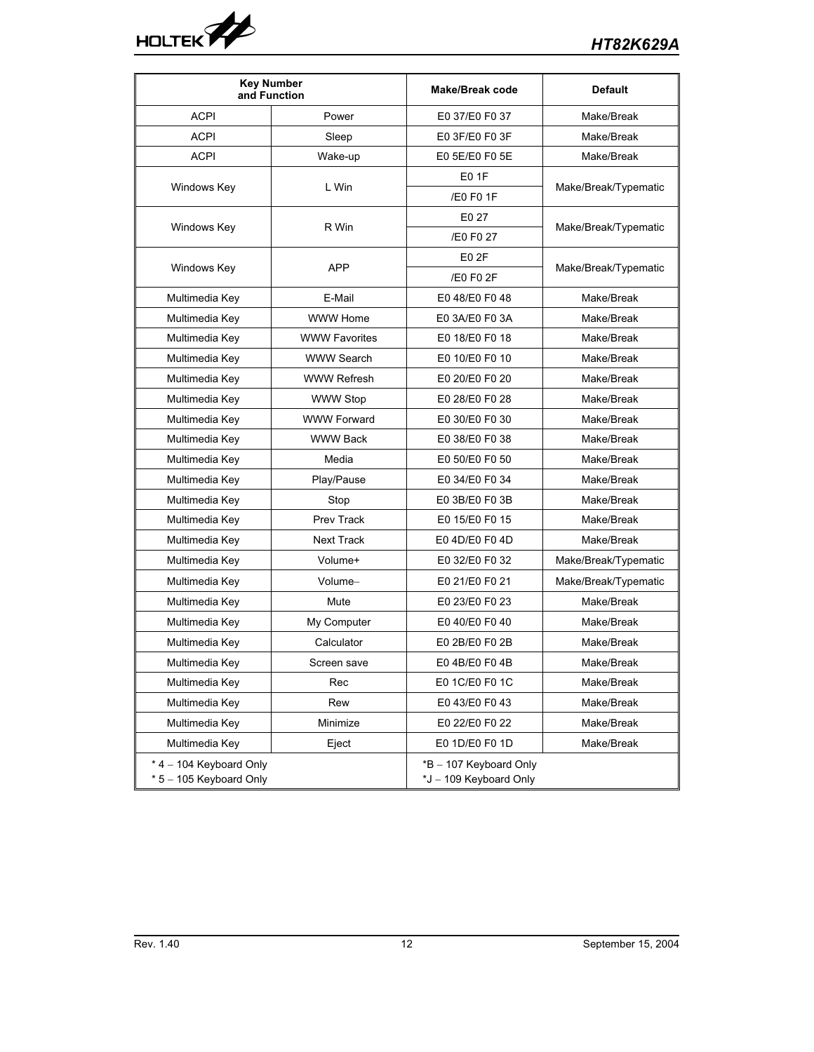| Key Number and Function | | Make/Break code | Default |
|---|---|---|---|
| ACPI | Power | E0 37/E0 F0 37 | Make/Break |
| ACPI | Sleep | E0 3F/E0 F0 3F | Make/Break |
| ACPI | Wake-up | E0 5E/E0 F0 5E | Make/Break |
| Windows Key | L Win | E0 1F<br>/E0 F0 1F | Make/Break/Typematic |
| Windows Key | R Win | E0 27<br>/E0 F0 27 | Make/Break/Typematic |
| Windows Key | APP | E0 2F<br>/E0 F0 2F | Make/Break/Typematic |
| Multimedia Key | E-Mail | E0 48/E0 F0 48 | Make/Break |
| Multimedia Key | WWW Home | E0 3A/E0 F0 3A | Make/Break |
| Multimedia Key | WWW Favorites | E0 18/E0 F0 18 | Make/Break |
| Multimedia Key | WWW Search | E0 10/E0 F0 10 | Make/Break |
| Multimedia Key | WWW Refresh | E0 20/E0 F0 20 | Make/Break |
| Multimedia Key | WWW Stop | E0 28/E0 F0 28 | Make/Break |
| Multimedia Key | WWW Forward | E0 30/E0 F0 30 | Make/Break |
| Multimedia Key | WWW Back | E0 38/E0 F0 38 | Make/Break |
| Multimedia Key | Media | E0 50/E0 F0 50 | Make/Break |
| Multimedia Key | Play/Pause | E0 34/E0 F0 34 | Make/Break |
| Multimedia Key | Stop | E0 3B/E0 F0 3B | Make/Break |
| Multimedia Key | Prev Track | E0 15/E0 F0 15 | Make/Break |
| Multimedia Key | Next Track | E0 4D/E0 F0 4D | Make/Break |
| Multimedia Key | Volume+ | E0 32/E0 F0 32 | Make/Break/Typematic |
| Multimedia Key | Volume– | E0 21/E0 F0 21 | Make/Break/Typematic |
| Multimedia Key | Mute | E0 23/E0 F0 23 | Make/Break |
| Multimedia Key | My Computer | E0 40/E0 F0 40 | Make/Break |
| Multimedia Key | Calculator | E0 2B/E0 F0 2B | Make/Break |
| Multimedia Key | Screen save | E0 4B/E0 F0 4B | Make/Break |
| Multimedia Key | Rec | E0 1C/E0 F0 1C | Make/Break |
| Multimedia Key | Rew | E0 43/E0 F0 43 | Make/Break |
| Multimedia Key | Minimize | E0 22/E0 F0 22 | Make/Break |
| Multimedia Key | Eject | E0 1D/E0 F0 1D | Make/Break |
| * 4 – 104 Keyboard Only<br>* 5 – 105 Keyboard Only | | *B – 107 Keyboard Only<br>*J – 109 Keyboard Only | |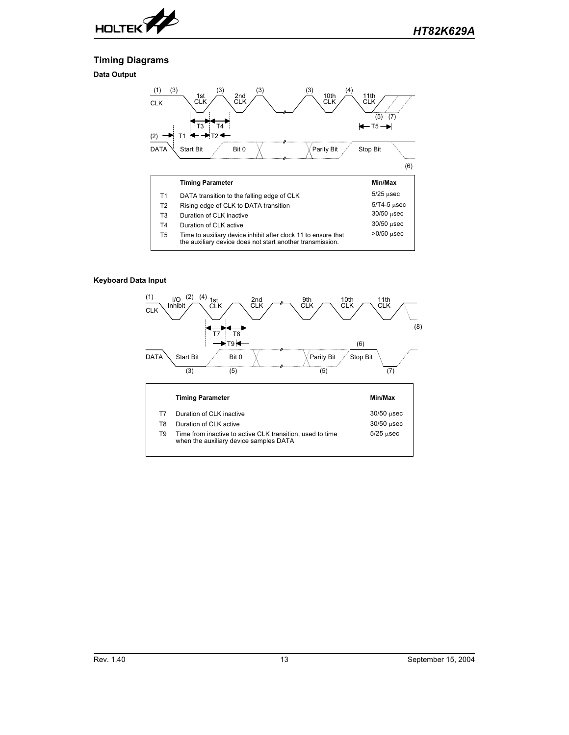## Timing Diagrams

### Data Output

| | Timing Parameter | Min/Max |
|---|---|---|
| T1 | DATA transition to the falling edge of CLK | 5/25 μsec |
| T2 | Rising edge of CLK to DATA transition | 5/T4-5 μsec |
| T3 | Duration of CLK inactive | 30/50 μsec |
| T4 | Duration of CLK active | 30/50 μsec |
| T5 | Time to auxiliary device inhibit after clock 11 to ensure that the auxiliary device does not start another transmission. | >0/50 μsec |

### Keyboard Data Input

| | Timing Parameter | Min/Max |
|---|---|---|
| T7 | Duration of CLK inactive | 30/50 μsec |
| T8 | Duration of CLK active | 30/50 μsec |
| T9 | Time from inactive to active CLK transition, used to time when the auxiliary device samples DATA | 5/25 μsec |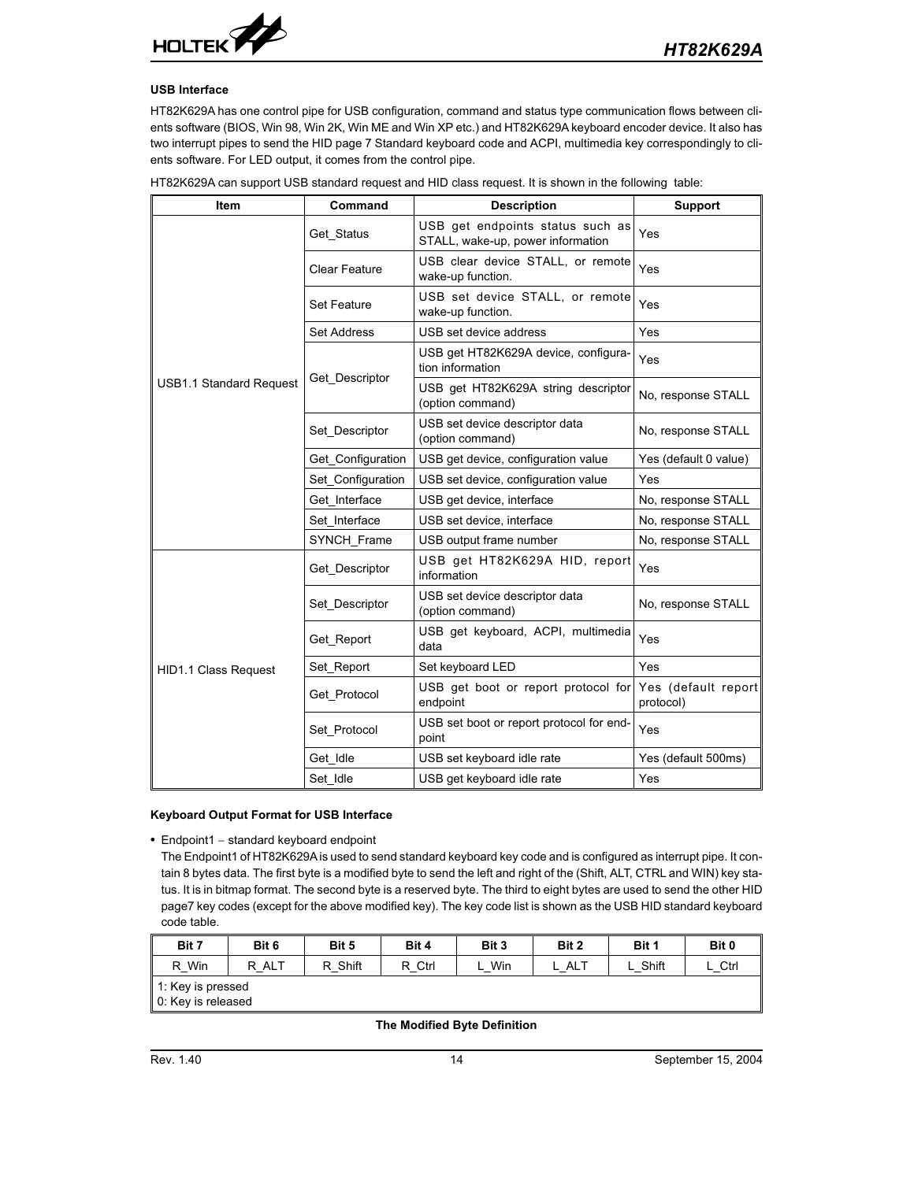### USB Interface

HT82K629A has one control pipe for USB configuration, command and status type communication flows between clients software (BIOS, Win 98, Win 2K, Win ME and Win XP etc.) and HT82K629A keyboard encoder device. It also has two interrupt pipes to send the HID page 7 Standard keyboard code and ACPI, multimedia key correspondingly to clients software. For LED output, it comes from the control pipe.

HT82K629A can support USB standard request and HID class request. It is shown in the following table:

| Item | Command | Description | Support |
|---|---|---|---|
| USB1.1 Standard Request | Get_Status | USB get endpoints status such as STALL, wake-up, power information | Yes |
| | Clear Feature | USB clear device STALL, or remote wake-up function. | Yes |
| | Set Feature | USB set device STALL, or remote wake-up function. | Yes |
| | Set Address | USB set device address | Yes |
| | Get_Descriptor | USB get HT82K629A device, configuration information | Yes |
| | | USB get HT82K629A string descriptor (option command) | No, response STALL |
| | Set_Descriptor | USB set device descriptor data (option command) | No, response STALL |
| | Get_Configuration | USB get device, configuration value | Yes (default 0 value) |
| | Set_Configuration | USB set device, configuration value | Yes |
| | Get_Interface | USB get device, interface | No, response STALL |
| | Set_Interface | USB set device, interface | No, response STALL |
| | SYNCH_Frame | USB output frame number | No, response STALL |
| HID1.1 Class Request | Get_Descriptor | USB get HT82K629A HID, report information | Yes |
| | Set_Descriptor | USB set device descriptor data (option command) | No, response STALL |
| | Get_Report | USB get keyboard, ACPI, multimedia data | Yes |
| | Set_Report | Set keyboard LED | Yes |
| | Get_Protocol | USB get boot or report protocol for endpoint | Yes (default report protocol) |
| | Set_Protocol | USB set boot or report protocol for endpoint | Yes |
| | Get_Idle | USB set keyboard idle rate | Yes (default 500ms) |
| | Set_Idle | USB get keyboard idle rate | Yes |

### Keyboard Output Format for USB Interface

- Endpoint1 – standard keyboard endpoint

  The Endpoint1 of HT82K629A is used to send standard keyboard key code and is configured as interrupt pipe. It contain 8 bytes data. The first byte is a modified byte to send the left and right of the (Shift, ALT, CTRL and WIN) key status. It is in bitmap format. The second byte is a reserved byte. The third to eight bytes are used to send the other HID page7 key codes (except for the above modified key). The key code list is shown as the USB HID standard keyboard code table.

| Bit 7 | Bit 6 | Bit 5 | Bit 4 | Bit 3 | Bit 2 | Bit 1 | Bit 0 |
|---|---|---|---|---|---|---|---|
| R_Win | R_ALT | R_Shift | R_Ctrl | L_Win | L_ALT | L_Shift | L_Ctrl |
| 1: Key is pressed<br>0: Key is released | | | | | | | |

The Modified Byte Definition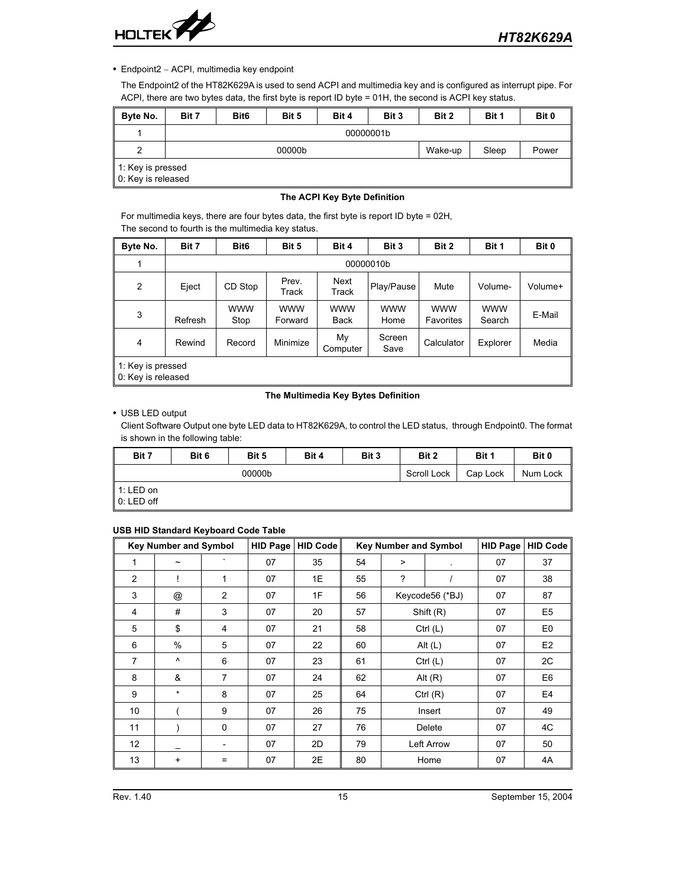- Endpoint2 – ACPI, multimedia key endpoint

  The Endpoint2 of the HT82K629A is used to send ACPI and multimedia key and is configured as interrupt pipe. For ACPI, there are two bytes data, the first byte is report ID byte = 01H, the second is ACPI key status.

| Byte No. | Bit 7 | Bit6 | Bit 5 | Bit 4 | Bit 3 | Bit 2 | Bit 1 | Bit 0 |
|---|---|---|---|---|---|---|---|---|
| 1 | 00000001b | | | | | | | |
| 2 | 00000b | | | | | Wake-up | Sleep | Power |
| 1: Key is pressed<br>0: Key is released | | | | | | | | |

**The ACPI Key Byte Definition**

For multimedia keys, there are four bytes data, the first byte is report ID byte = 02H,
The second to fourth is the multimedia key status.

| Byte No. | Bit 7 | Bit6 | Bit 5 | Bit 4 | Bit 3 | Bit 2 | Bit 1 | Bit 0 |
|---|---|---|---|---|---|---|---|---|
| 1 | 00000010b | | | | | | | |
| 2 | Eject | CD Stop | Prev. Track | Next Track | Play/Pause | Mute | Volume- | Volume+ |
| 3 | Refresh | WWW Stop | WWW Forward | WWW Back | WWW Home | WWW Favorites | WWW Search | E-Mail |
| 4 | Rewind | Record | Minimize | My Computer | Screen Save | Calculator | Explorer | Media |
| 1: Key is pressed<br>0: Key is released | | | | | | | | |

**The Multimedia Key Bytes Definition**

- USB LED output

  Client Software Output one byte LED data to HT82K629A, to control the LED status, through Endpoint0. The format is shown in the following table:

| Bit 7 | Bit 6 | Bit 5 | Bit 4 | Bit 3 | Bit 2 | Bit 1 | Bit 0 |
|---|---|---|---|---|---|---|---|
| 00000b | | | | | Scroll Lock | Cap Lock | Num Lock |
| 1: LED on<br>0: LED off | | | | | | | |

**USB HID Standard Keyboard Code Table**

| Key Number and Symbol | | | HID Page | HID Code | Key Number and Symbol | | | HID Page | HID Code |
|---|---|---|---|---|---|---|---|---|---|
| 1 | ~ | ` | 07 | 35 | 54 | > | . | 07 | 37 |
| 2 | ! | 1 | 07 | 1E | 55 | ? | / | 07 | 38 |
| 3 | @ | 2 | 07 | 1F | 56 | Keycode56 (*BJ) | | 07 | 87 |
| 4 | # | 3 | 07 | 20 | 57 | Shift (R) | | 07 | E5 |
| 5 | $ | 4 | 07 | 21 | 58 | Ctrl (L) | | 07 | E0 |
| 6 | % | 5 | 07 | 22 | 60 | Alt (L) | | 07 | E2 |
| 7 | ^ | 6 | 07 | 23 | 61 | Ctrl (L) | | 07 | 2C |
| 8 | & | 7 | 07 | 24 | 62 | Alt (R) | | 07 | E6 |
| 9 | * | 8 | 07 | 25 | 64 | Ctrl (R) | | 07 | E4 |
| 10 | ( | 9 | 07 | 26 | 75 | Insert | | 07 | 49 |
| 11 | ) | 0 | 07 | 27 | 76 | Delete | | 07 | 4C |
| 12 | _ | - | 07 | 2D | 79 | Left Arrow | | 07 | 50 |
| 13 | + | = | 07 | 2E | 80 | Home | | 07 | 4A |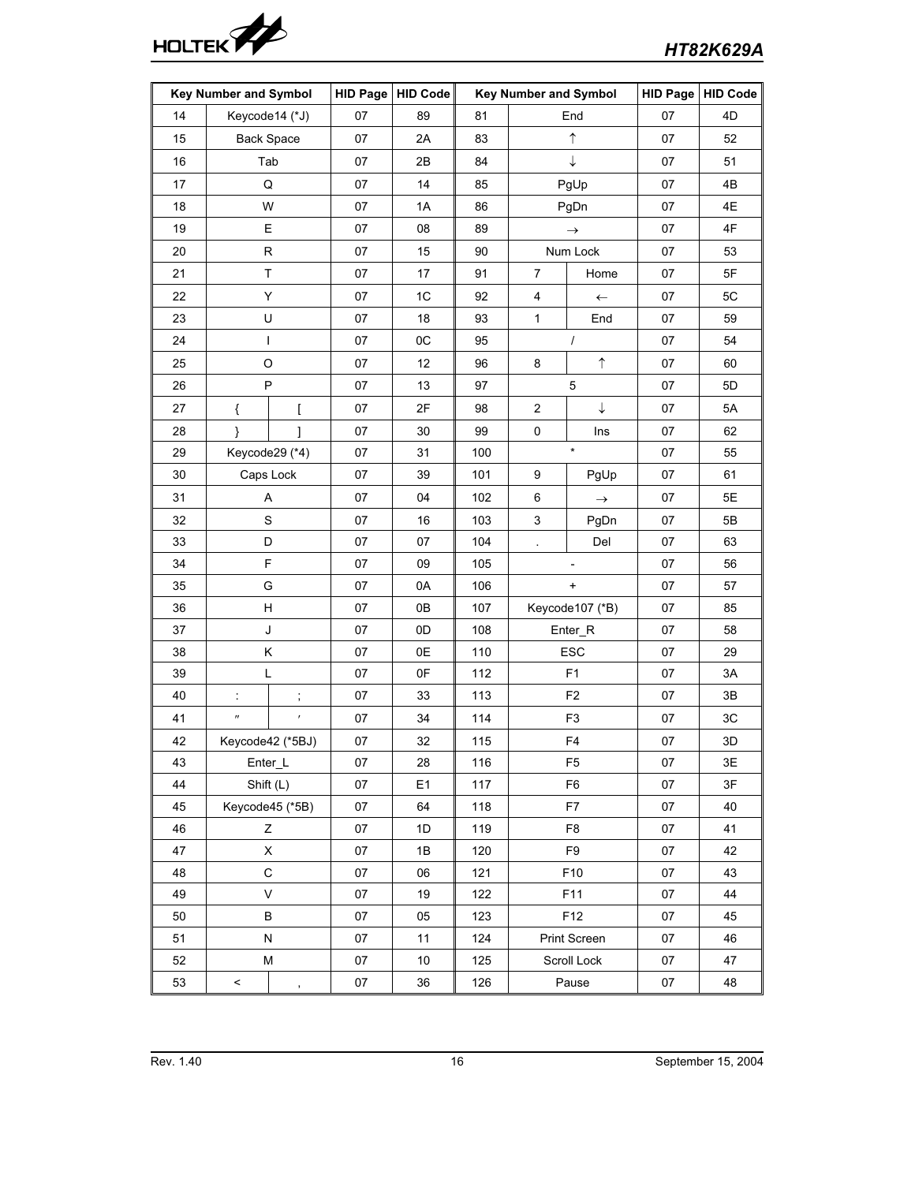| Key Number and Symbol | | | HID Page | HID Code | Key Number and Symbol | | | HID Page | HID Code |
|---|---|---|---|---|---|---|---|---|---|
| 14 | Keycode14 (*J) | | 07 | 89 | 81 | End | | 07 | 4D |
| 15 | Back Space | | 07 | 2A | 83 | ↑ | | 07 | 52 |
| 16 | Tab | | 07 | 2B | 84 | ↓ | | 07 | 51 |
| 17 | Q | | 07 | 14 | 85 | PgUp | | 07 | 4B |
| 18 | W | | 07 | 1A | 86 | PgDn | | 07 | 4E |
| 19 | E | | 07 | 08 | 89 | → | | 07 | 4F |
| 20 | R | | 07 | 15 | 90 | Num Lock | | 07 | 53 |
| 21 | T | | 07 | 17 | 91 | 7 | Home | 07 | 5F |
| 22 | Y | | 07 | 1C | 92 | 4 | ← | 07 | 5C |
| 23 | U | | 07 | 18 | 93 | 1 | End | 07 | 59 |
| 24 | I | | 07 | 0C | 95 | / | | 07 | 54 |
| 25 | O | | 07 | 12 | 96 | 8 | ↑ | 07 | 60 |
| 26 | P | | 07 | 13 | 97 | 5 | | 07 | 5D |
| 27 | { | [ | 07 | 2F | 98 | 2 | ↓ | 07 | 5A |
| 28 | } | ] | 07 | 30 | 99 | 0 | Ins | 07 | 62 |
| 29 | Keycode29 (*4) | | 07 | 31 | 100 | * | | 07 | 55 |
| 30 | Caps Lock | | 07 | 39 | 101 | 9 | PgUp | 07 | 61 |
| 31 | A | | 07 | 04 | 102 | 6 | → | 07 | 5E |
| 32 | S | | 07 | 16 | 103 | 3 | PgDn | 07 | 5B |
| 33 | D | | 07 | 07 | 104 | . | Del | 07 | 63 |
| 34 | F | | 07 | 09 | 105 | - | | 07 | 56 |
| 35 | G | | 07 | 0A | 106 | + | | 07 | 57 |
| 36 | H | | 07 | 0B | 107 | Keycode107 (*B) | | 07 | 85 |
| 37 | J | | 07 | 0D | 108 | Enter_R | | 07 | 58 |
| 38 | K | | 07 | 0E | 110 | ESC | | 07 | 29 |
| 39 | L | | 07 | 0F | 112 | F1 | | 07 | 3A |
| 40 | : | ; | 07 | 33 | 113 | F2 | | 07 | 3B |
| 41 | ″ | ′ | 07 | 34 | 114 | F3 | | 07 | 3C |
| 42 | Keycode42 (*5BJ) | | 07 | 32 | 115 | F4 | | 07 | 3D |
| 43 | Enter_L | | 07 | 28 | 116 | F5 | | 07 | 3E |
| 44 | Shift (L) | | 07 | E1 | 117 | F6 | | 07 | 3F |
| 45 | Keycode45 (*5B) | | 07 | 64 | 118 | F7 | | 07 | 40 |
| 46 | Z | | 07 | 1D | 119 | F8 | | 07 | 41 |
| 47 | X | | 07 | 1B | 120 | F9 | | 07 | 42 |
| 48 | C | | 07 | 06 | 121 | F10 | | 07 | 43 |
| 49 | V | | 07 | 19 | 122 | F11 | | 07 | 44 |
| 50 | B | | 07 | 05 | 123 | F12 | | 07 | 45 |
| 51 | N | | 07 | 11 | 124 | Print Screen | | 07 | 46 |
| 52 | M | | 07 | 10 | 125 | Scroll Lock | | 07 | 47 |
| 53 | < | , | 07 | 36 | 126 | Pause | | 07 | 48 |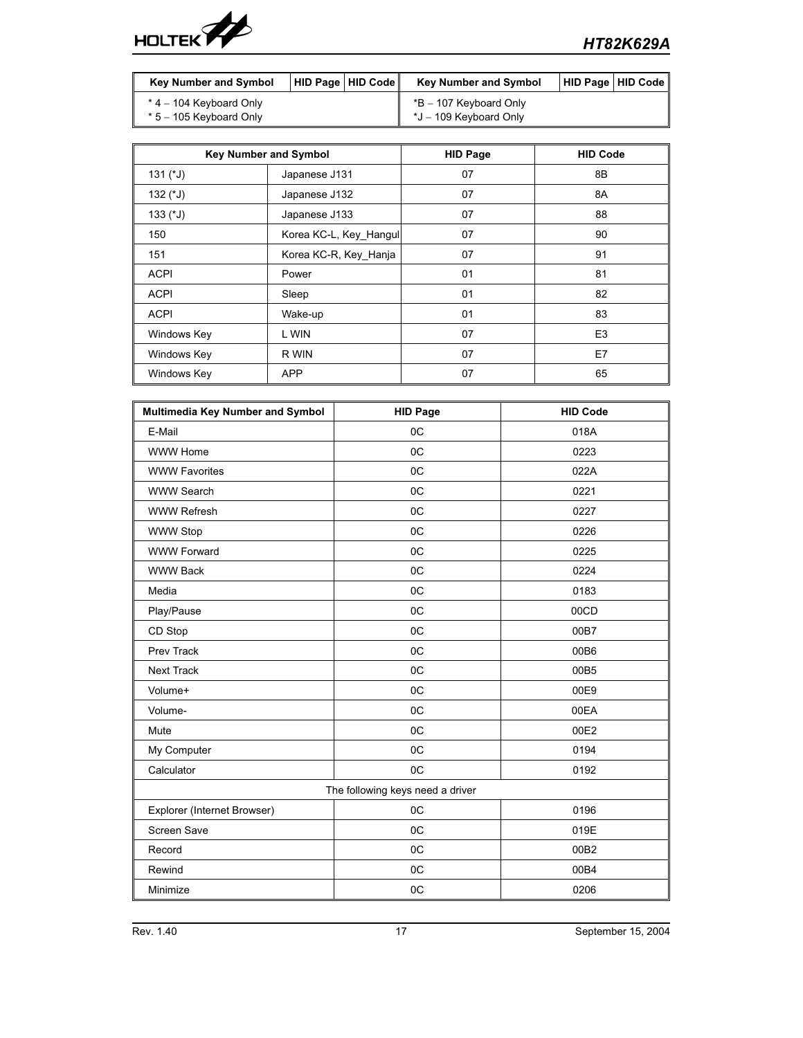| Key Number and Symbol | HID Page | HID Code | Key Number and Symbol | HID Page | HID Code |
|---|---|---|---|---|---|
| * 4 – 104 Keyboard Only<br>* 5 – 105 Keyboard Only | | | *B – 107 Keyboard Only<br>*J – 109 Keyboard Only | | |

| Key Number and Symbol | | HID Page | HID Code |
|---|---|---|---|
| 131 (*J) | Japanese J131 | 07 | 8B |
| 132 (*J) | Japanese J132 | 07 | 8A |
| 133 (*J) | Japanese J133 | 07 | 88 |
| 150 | Korea KC-L, Key_Hangul | 07 | 90 |
| 151 | Korea KC-R, Key_Hanja | 07 | 91 |
| ACPI | Power | 01 | 81 |
| ACPI | Sleep | 01 | 82 |
| ACPI | Wake-up | 01 | 83 |
| Windows Key | L WIN | 07 | E3 |
| Windows Key | R WIN | 07 | E7 |
| Windows Key | APP | 07 | 65 |

| Multimedia Key Number and Symbol | HID Page | HID Code |
|---|---|---|
| E-Mail | 0C | 018A |
| WWW Home | 0C | 0223 |
| WWW Favorites | 0C | 022A |
| WWW Search | 0C | 0221 |
| WWW Refresh | 0C | 0227 |
| WWW Stop | 0C | 0226 |
| WWW Forward | 0C | 0225 |
| WWW Back | 0C | 0224 |
| Media | 0C | 0183 |
| Play/Pause | 0C | 00CD |
| CD Stop | 0C | 00B7 |
| Prev Track | 0C | 00B6 |
| Next Track | 0C | 00B5 |
| Volume+ | 0C | 00E9 |
| Volume- | 0C | 00EA |
| Mute | 0C | 00E2 |
| My Computer | 0C | 0194 |
| Calculator | 0C | 0192 |
| The following keys need a driver | | |
| Explorer (Internet Browser) | 0C | 0196 |
| Screen Save | 0C | 019E |
| Record | 0C | 00B2 |
| Rewind | 0C | 00B4 |
| Minimize | 0C | 0206 |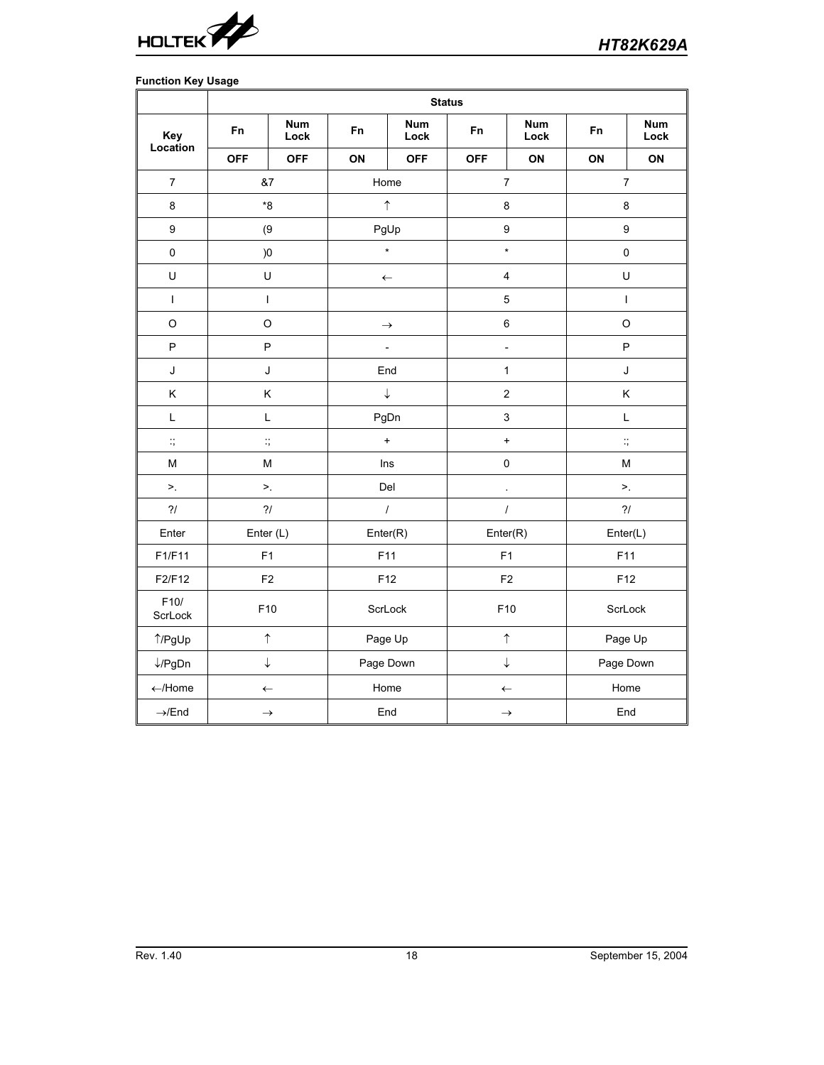**Function Key Usage**

| Key Location | Status | | | | | | | |
|---|---|---|---|---|---|---|---|---|
| | Fn | Num Lock | Fn | Num Lock | Fn | Num Lock | Fn | Num Lock |
| | OFF | OFF | ON | OFF | OFF | ON | ON | ON |
| 7 | &7 | | Home | | 7 | | 7 | |
| 8 | *8 | | ↑ | | 8 | | 8 | |
| 9 | (9 | | PgUp | | 9 | | 9 | |
| 0 | )0 | | * | | * | | 0 | |
| U | U | | ← | | 4 | | U | |
| I | I | | | | 5 | | I | |
| O | O | | → | | 6 | | O | |
| P | P | | - | | - | | P | |
| J | J | | End | | 1 | | J | |
| K | K | | ↓ | | 2 | | K | |
| L | L | | PgDn | | 3 | | L | |
| :; | :; | | + | | + | | :; | |
| M | M | | Ins | | 0 | | M | |
| >. | >. | | Del | | . | | >. | |
| ?/ | ?/ | | / | | / | | ?/ | |
| Enter | Enter (L) | | Enter(R) | | Enter(R) | | Enter(L) | |
| F1/F11 | F1 | | F11 | | F1 | | F11 | |
| F2/F12 | F2 | | F12 | | F2 | | F12 | |
| F10/ ScrLock | F10 | | ScrLock | | F10 | | ScrLock | |
| ↑/PgUp | ↑ | | Page Up | | ↑ | | Page Up | |
| ↓/PgDn | ↓ | | Page Down | | ↓ | | Page Down | |
| ←/Home | ← | | Home | | ← | | Home | |
| →/End | → | | End | | → | | End | |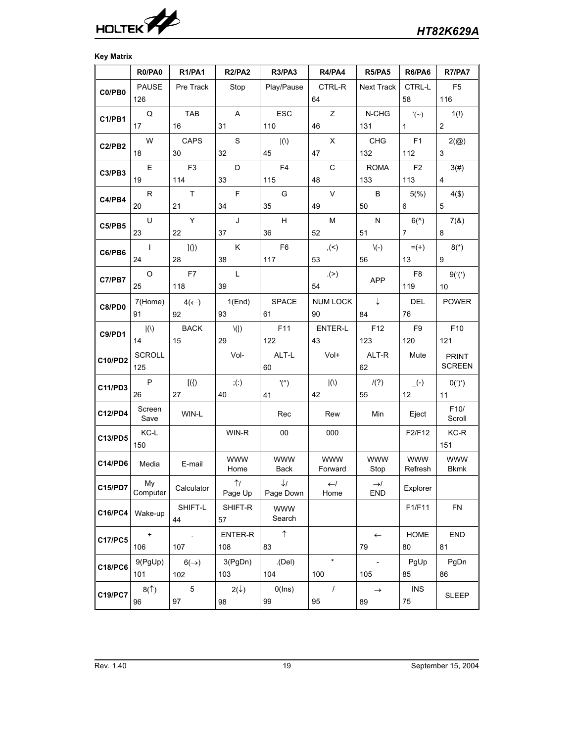**Key Matrix**

| | R0/PA0 | R1/PA1 | R2/PA2 | R3/PA3 | R4/PA4 | R5/PA5 | R6/PA6 | R7/PA7 |
|---|---|---|---|---|---|---|---|---|
| **C0/PB0** | PAUSE 126 | Pre Track | Stop | Play/Pause | CTRL-R 64 | Next Track | CTRL-L 58 | F5 116 |
| **C1/PB1** | Q 17 | TAB 16 | A 31 | ESC 110 | Z 46 | N-CHG 131 | ′(~) 1 | 1(!) 2 |
| **C2/PB2** | W 18 | CAPS 30 | S 32 | \|(\) 45 | X 47 | CHG 132 | F1 112 | 2(@) 3 |
| **C3/PB3** | E 19 | F3 114 | D 33 | F4 115 | C 48 | ROMA 133 | F2 113 | 3(#) 4 |
| **C4/PB4** | R 20 | T 21 | F 34 | G 35 | V 49 | B 50 | 5(%) 6 | 4($) 5 |
| **C5/PB5** | U 23 | Y 22 | J 37 | H 36 | M 52 | N 51 | 6(^) 7 | 7(&) 8 |
| **C6/PB6** | I 24 | ](}) 28 | K 38 | F6 117 | ,(<) 53 | \(-) 56 | =(+) 13 | 8(*) 9 |
| **C7/PB7** | O 25 | F7 118 | L 39 | | .(>) 54 | APP | F8 119 | 9(′(′) 10 |
| **C8/PD0** | 7(Home) 91 | 4(←) 92 | 1(End) 93 | SPACE 61 | NUM LOCK 90 | ↓ 84 | DEL 76 | POWER |
| **C9/PD1** | \|(\) 14 | BACK 15 | \(\|) 29 | F11 122 | ENTER-L 43 | F12 123 | F9 120 | F10 121 |
| **C10/PD2** | SCROLL 125 | | Vol- | ALT-L 60 | Vol+ | ALT-R 62 | Mute | PRINT SCREEN |
| **C11/PD3** | P 26 | [({) 27 | ;(:) 40 | '(″) 41 | \|(\) 42 | /(?) 55 | _(-) 12 | 0(′)′) 11 |
| **C12/PD4** | Screen Save | WIN-L | | Rec | Rew | Min | Eject | F10/ Scroll |
| **C13/PD5** | KC-L 150 | | WIN-R | 00 | 000 | | F2/F12 | KC-R 151 |
| **C14/PD6** | Media | E-mail | WWW Home | WWW Back | WWW Forward | WWW Stop | WWW Refresh | WWW Bkmk |
| **C15/PD7** | My Computer | Calculator | ↑/ Page Up | ↓/ Page Down | ←/ Home | →/ END | Explorer | |
| **C16/PC4** | Wake-up | SHIFT-L 44 | SHIFT-R 57 | WWW Search | | | F1/F11 | FN |
| **C17/PC5** | + 106 | . 107 | ENTER-R 108 | ↑ 83 | | ← 79 | HOME 80 | END 81 |
| **C18/PC6** | 9(PgUp) 101 | 6(→) 102 | 3(PgDn) 103 | .(Del) 104 | * 100 | - 105 | PgUp 85 | PgDn 86 |
| **C19/PC7** | 8(↑) 96 | 5 97 | 2(↓) 98 | 0(Ins) 99 | / 95 | → 89 | INS 75 | SLEEP |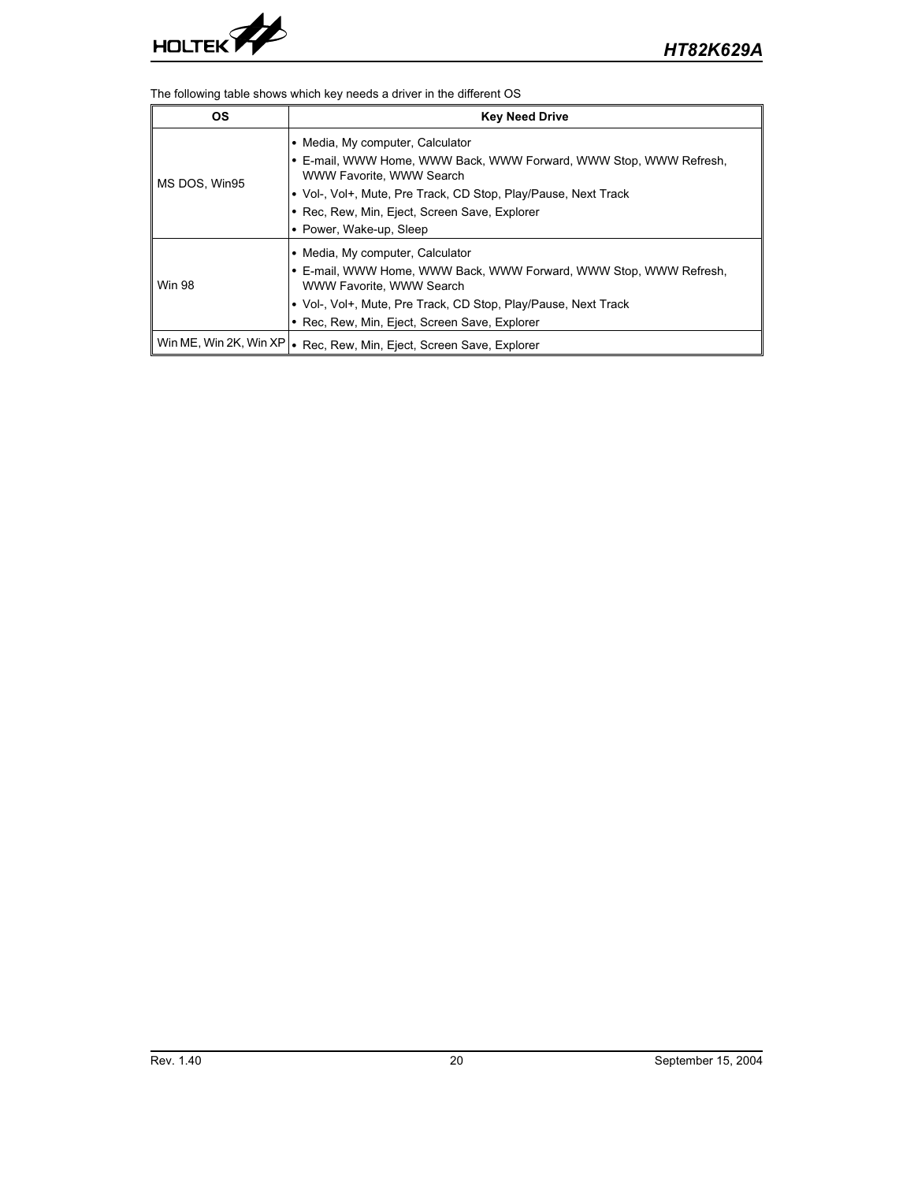The following table shows which key needs a driver in the different OS

| OS | Key Need Drive |
|---|---|
| MS DOS, Win95 | • Media, My computer, Calculator<br>• E-mail, WWW Home, WWW Back, WWW Forward, WWW Stop, WWW Refresh, WWW Favorite, WWW Search<br>• Vol-, Vol+, Mute, Pre Track, CD Stop, Play/Pause, Next Track<br>• Rec, Rew, Min, Eject, Screen Save, Explorer<br>• Power, Wake-up, Sleep |
| Win 98 | • Media, My computer, Calculator<br>• E-mail, WWW Home, WWW Back, WWW Forward, WWW Stop, WWW Refresh, WWW Favorite, WWW Search<br>• Vol-, Vol+, Mute, Pre Track, CD Stop, Play/Pause, Next Track<br>• Rec, Rew, Min, Eject, Screen Save, Explorer |
| Win ME, Win 2K, Win XP | • Rec, Rew, Min, Eject, Screen Save, Explorer |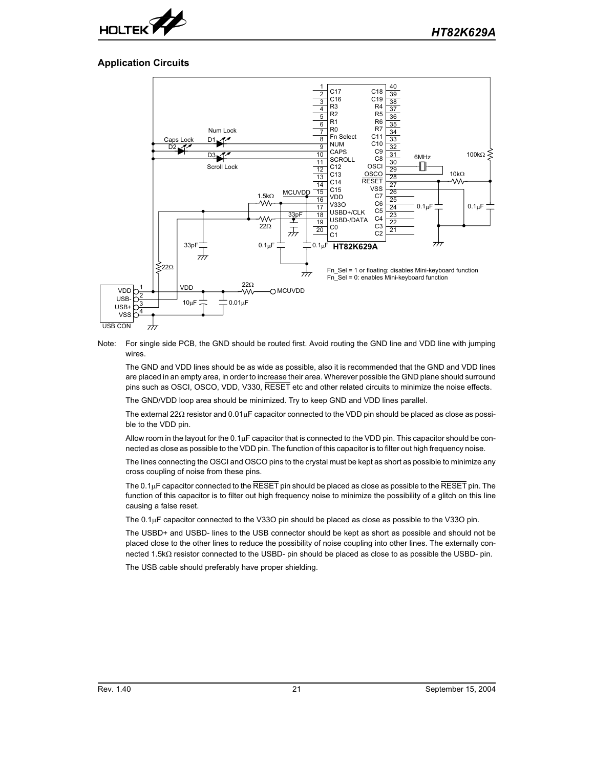## Application Circuits

Fn_Sel = 1 or floating: disables Mini-keyboard function
Fn_Sel = 0: enables Mini-keyboard function

Note: For single side PCB, the GND should be routed first. Avoid routing the GND line and VDD line with jumping wires.

The GND and VDD lines should be as wide as possible, also it is recommended that the GND and VDD lines are placed in an empty area, in order to increase their area. Wherever possible the GND plane should surround pins such as OSCI, OSCO, VDD, V330, RESET etc and other related circuits to minimize the noise effects.

The GND/VDD loop area should be minimized. Try to keep GND and VDD lines parallel.

The external 22Ω resistor and 0.01μF capacitor connected to the VDD pin should be placed as close as possible to the VDD pin.

Allow room in the layout for the 0.1μF capacitor that is connected to the VDD pin. This capacitor should be connected as close as possible to the VDD pin. The function of this capacitor is to filter out high frequency noise.

The lines connecting the OSCI and OSCO pins to the crystal must be kept as short as possible to minimize any cross coupling of noise from these pins.

The 0.1μF capacitor connected to the RESET pin should be placed as close as possible to the RESET pin. The function of this capacitor is to filter out high frequency noise to minimize the possibility of a glitch on this line causing a false reset.

The 0.1μF capacitor connected to the V33O pin should be placed as close as possible to the V33O pin.

The USBD+ and USBD- lines to the USB connector should be kept as short as possible and should not be placed close to the other lines to reduce the possibility of noise coupling into other lines. The externally connected 1.5kΩ resistor connected to the USBD- pin should be placed as close to as possible the USBD- pin.

The USB cable should preferably have proper shielding.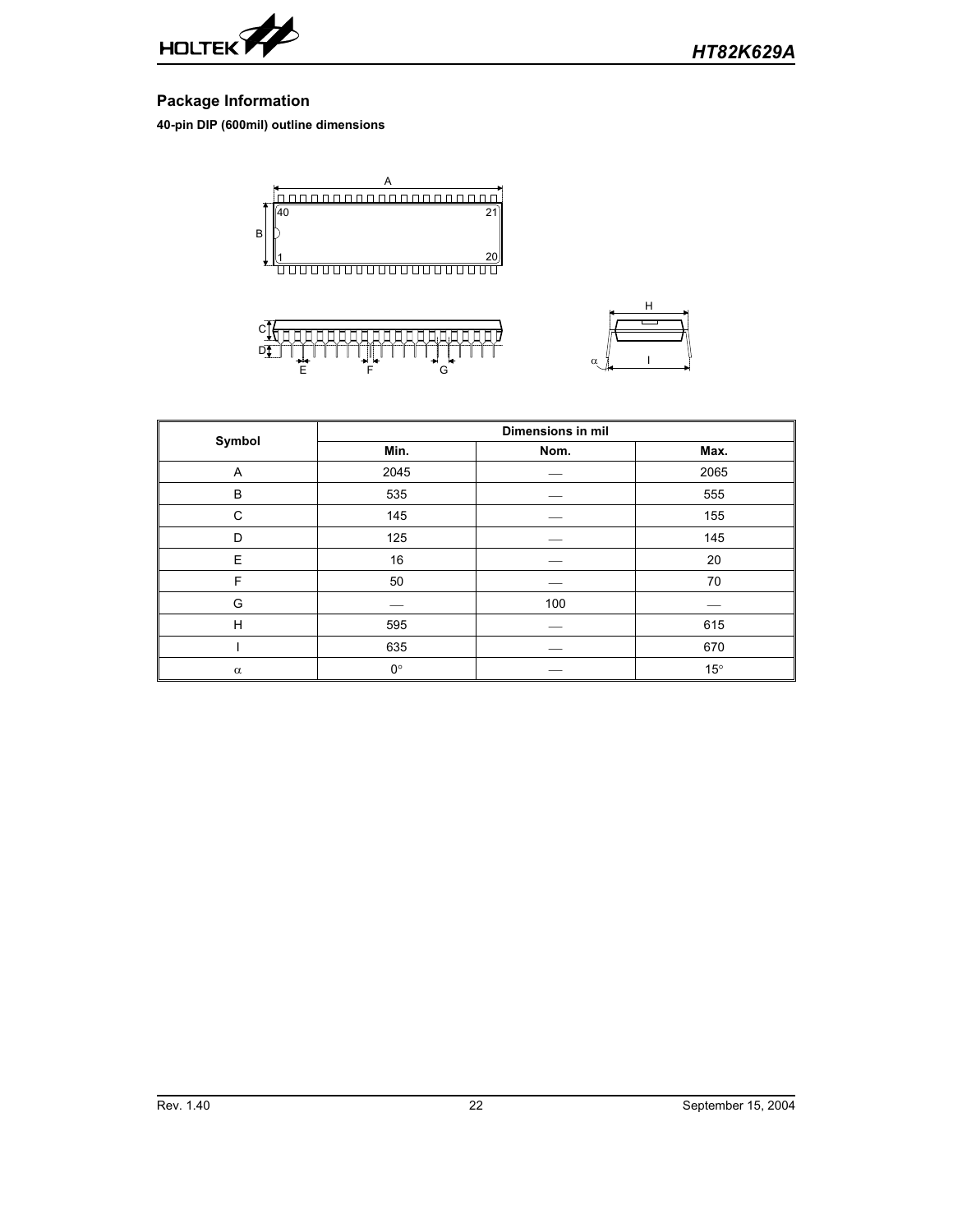## Package Information

**40-pin DIP (600mil) outline dimensions**

| Symbol | Dimensions in mil | | |
|---|---|---|---|
| | Min. | Nom. | Max. |
| A | 2045 | — | 2065 |
| B | 535 | — | 555 |
| C | 145 | — | 155 |
| D | 125 | — | 145 |
| E | 16 | — | 20 |
| F | 50 | — | 70 |
| G | — | 100 | — |
| H | 595 | — | 615 |
| I | 635 | — | 670 |
| $\alpha$ | 0° | — | 15° |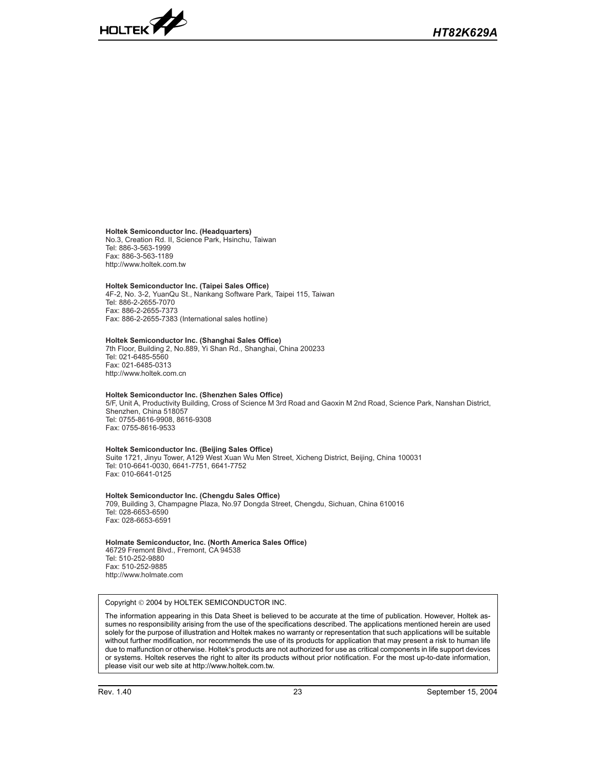**Holtek Semiconductor Inc. (Headquarters)**
No.3, Creation Rd. II, Science Park, Hsinchu, Taiwan
Tel: 886-3-563-1999
Fax: 886-3-563-1189
http://www.holtek.com.tw

**Holtek Semiconductor Inc. (Taipei Sales Office)**
4F-2, No. 3-2, YuanQu St., Nankang Software Park, Taipei 115, Taiwan
Tel: 886-2-2655-7070
Fax: 886-2-2655-7373
Fax: 886-2-2655-7383 (International sales hotline)

**Holtek Semiconductor Inc. (Shanghai Sales Office)**
7th Floor, Building 2, No.889, Yi Shan Rd., Shanghai, China 200233
Tel: 021-6485-5560
Fax: 021-6485-0313
http://www.holtek.com.cn

**Holtek Semiconductor Inc. (Shenzhen Sales Office)**
5/F, Unit A, Productivity Building, Cross of Science M 3rd Road and Gaoxin M 2nd Road, Science Park, Nanshan District, Shenzhen, China 518057
Tel: 0755-8616-9908, 8616-9308
Fax: 0755-8616-9533

**Holtek Semiconductor Inc. (Beijing Sales Office)**
Suite 1721, Jinyu Tower, A129 West Xuan Wu Men Street, Xicheng District, Beijing, China 100031
Tel: 010-6641-0030, 6641-7751, 6641-7752
Fax: 010-6641-0125

**Holtek Semiconductor Inc. (Chengdu Sales Office)**
709, Building 3, Champagne Plaza, No.97 Dongda Street, Chengdu, Sichuan, China 610016
Tel: 028-6653-6590
Fax: 028-6653-6591

**Holmate Semiconductor, Inc. (North America Sales Office)**
46729 Fremont Blvd., Fremont, CA 94538
Tel: 510-252-9880
Fax: 510-252-9885
http://www.holmate.com

Copyright © 2004 by HOLTEK SEMICONDUCTOR INC.

The information appearing in this Data Sheet is believed to be accurate at the time of publication. However, Holtek assumes no responsibility arising from the use of the specifications described. The applications mentioned herein are used solely for the purpose of illustration and Holtek makes no warranty or representation that such applications will be suitable without further modification, nor recommends the use of its products for application that may present a risk to human life due to malfunction or otherwise. Holtek's products are not authorized for use as critical components in life support devices or systems. Holtek reserves the right to alter its products without prior notification. For the most up-to-date information, please visit our web site at http://www.holtek.com.tw.